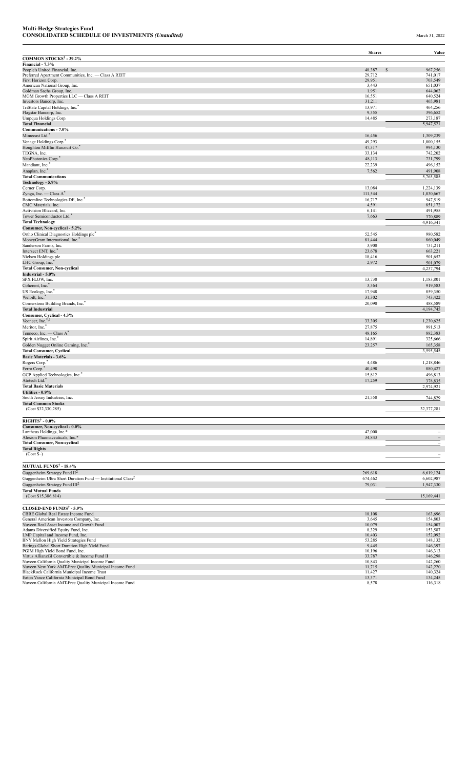**Multi-Hedge Strategies Fund**
**CONSOLIDATED SCHEDULE OF INVESTMENTS *(Unaudited)*** March 31, 2022

| | Shares | Value |
|---|---|---|
| **COMMON STOCKS† - 39.2%** | | |
| **Financial - 7.3%** | | |
| People's United Financial, Inc. | 48,387 | $ 967,256 |
| Preferred Apartment Communities, Inc. — Class A REIT | 29,712 | 741,017 |
| First Horizon Corp. | 29,951 | 703,549 |
| American National Group, Inc. | 3,443 | 651,037 |
| Goldman Sachs Group, Inc. | 1,951 | 644,062 |
| MGM Growth Properties LLC — Class A REIT | 16,551 | 640,524 |
| Investors Bancorp, Inc. | 31,211 | 465,981 |
| TriState Capital Holdings, Inc.* | 13,971 | 464,256 |
| Flagstar Bancorp, Inc. | 9,355 | 396,652 |
| Umpqua Holdings Corp. | 14,485 | 273,187 |
| **Total Financial** | | 5,947,521 |
| **Communications - 7.0%** | | |
| Mimecast Ltd.* | 16,456 | 1,309,239 |
| Vonage Holdings Corp.* | 49,293 | 1,000,155 |
| Houghton Mifflin Harcourt Co.* | 47,317 | 994,130 |
| TEGNA, Inc. | 33,134 | 742,202 |
| NeoPhotonics Corp.* | 48,113 | 731,799 |
| Mandiant, Inc.* | 22,239 | 496,152 |
| Anaplan, Inc.* | 7,562 | 491,908 |
| **Total Communications** | | 5,765,585 |
| **Technology - 5.9%** | | |
| Cerner Corp. | 13,084 | 1,224,139 |
| Zynga, Inc. — Class A* | 111,544 | 1,030,667 |
| Bottomline Technologies DE, Inc.* | 16,717 | 947,519 |
| CMC Materials, Inc. | 4,591 | 851,172 |
| Activision Blizzard, Inc. | 6,141 | 491,955 |
| Tower Semiconductor Ltd.* | 7,663 | 370,889 |
| **Total Technology** | | 4,916,341 |
| **Consumer, Non-cyclical - 5.2%** | | |
| Ortho Clinical Diagnostics Holdings plc* | 52,545 | 980,582 |
| MoneyGram International, Inc.* | 81,444 | 860,049 |
| Sanderson Farms, Inc. | 3,900 | 731,211 |
| Intersect ENT, Inc.* | 23,678 | 663,221 |
| Nielsen Holdings plc | 18,416 | 501,652 |
| LHC Group, Inc.* | 2,972 | 501,079 |
| **Total Consumer, Non-cyclical** | | 4,237,794 |
| **Industrial - 5.0%** | | |
| SPX FLOW, Inc. | 13,730 | 1,183,801 |
| Coherent, Inc.* | 3,364 | 919,583 |
| US Ecology, Inc.* | 17,948 | 859,350 |
| Welbilt, Inc.* | 31,302 | 743,422 |
| Cornerstone Building Brands, Inc.* | 20,090 | 488,589 |
| **Total Industrial** | | 4,194,745 |
| **Consumer, Cyclical - 4.3%** | | |
| Veoneer, Inc.*,1 | 33,305 | 1,230,625 |
| Meritor, Inc.* | 27,875 | 991,513 |
| Tenneco, Inc. — Class A* | 48,165 | 882,383 |
| Spirit Airlines, Inc.* | 14,891 | 325,666 |
| Golden Nugget Online Gaming, Inc.* | 23,257 | 165,358 |
| **Total Consumer, Cyclical** | | 3,595,545 |
| **Basic Materials - 3.6%** | | |
| Rogers Corp.* | 4,486 | 1,218,846 |
| Ferro Corp.* | 40,498 | 880,427 |
| GCP Applied Technologies, Inc.* | 15,812 | 496,813 |
| Atotech Ltd.* | 17,259 | 378,835 |
| **Total Basic Materials** | | 2,974,921 |
| **Utilities - 0.9%** | | |
| South Jersey Industries, Inc. | 21,558 | 744,829 |
| **Total Common Stocks** | | |
| (Cost $32,330,285) | | 32,377,281 |
| | | |
| **RIGHTS† - 0.0%** | | |
| **Consumer, Non-cyclical - 0.0%** | | |
| Lantheus Holdings, Inc.* | 42,000 | – |
| Alexion Pharmaceuticals, Inc.* | 34,843 | – |
| **Total Consumer, Non-cyclical** | | – |
| **Total Rights** | | |
| (Cost $–) | | – |
| | | |
| **MUTUAL FUNDS† - 18.4%** | | |
| Guggenheim Strategy Fund II[2] | 269,618 | 6,619,124 |
| Guggenheim Ultra Short Duration Fund — Institutional Class[2] | 674,462 | 6,602,987 |
| Guggenheim Strategy Fund III[2] | 79,031 | 1,947,330 |
| **Total Mutual Funds** | | |
| (Cost $15,386,814) | | 15,169,441 |
| | | |
| **CLOSED-END FUNDS† - 5.9%** | | |
| CBRE Global Real Estate Income Fund | 18,108 | 163,696 |
| General American Investors Company, Inc. | 3,645 | 154,803 |
| Nuveen Real Asset Income and Growth Fund | 10,079 | 154,007 |
| Adams Diversified Equity Fund, Inc. | 8,329 | 153,587 |
| LMP Capital and Income Fund, Inc. | 10,403 | 152,092 |
| BNY Mellon High Yield Strategies Fund | 53,285 | 148,132 |
| Barings Global Short Duration High Yield Fund | 9,445 | 146,397 |
| PGIM High Yield Bond Fund, Inc. | 10,196 | 146,313 |
| Virtus AllianzGI Convertible & Income Fund II | 33,787 | 146,298 |
| Nuveen California Quality Municipal Income Fund | 10,843 | 142,260 |
| Nuveen New York AMT-Free Quality Municipal Income Fund | 11,715 | 142,220 |
| BlackRock California Municipal Income Trust | 11,427 | 140,324 |
| Eaton Vance California Municipal Bond Fund | 13,371 | 134,245 |
| Nuveen California AMT-Free Quality Municipal Income Fund | 8,578 | 116,318 |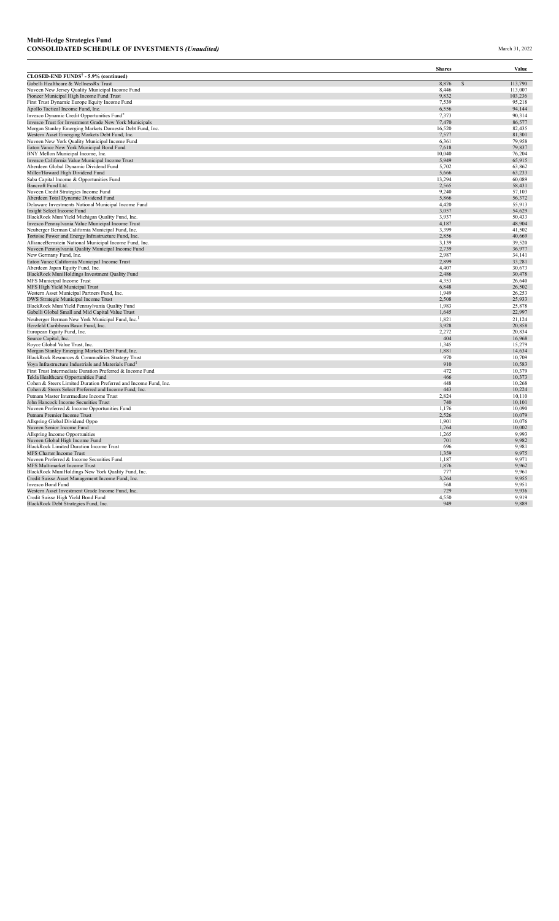## Multi-Hedge Strategies Fund
### CONSOLIDATED SCHEDULE OF INVESTMENTS *(Unaudited)*

March 31, 2022

| | Shares | Value |
|---|---|---|
| **CLOSED-END FUNDS[†] - 5.9% (continued)** | | |
| Gabelli Healthcare & WellnessRx Trust | 8,876 | $ 113,790 |
| Nuveen New Jersey Quality Municipal Income Fund | 8,446 | 113,007 |
| Pioneer Municipal High Income Fund Trust | 9,832 | 103,236 |
| First Trust Dynamic Europe Equity Income Fund | 7,539 | 95,218 |
| Apollo Tactical Income Fund, Inc. | 6,556 | 94,144 |
| Invesco Dynamic Credit Opportunities Fund* | 7,373 | 90,314 |
| Invesco Trust for Investment Grade New York Municipals | 7,470 | 86,577 |
| Morgan Stanley Emerging Markets Domestic Debt Fund, Inc. | 16,520 | 82,435 |
| Western Asset Emerging Markets Debt Fund, Inc. | 7,577 | 81,301 |
| Nuveen New York Quality Municipal Income Fund | 6,361 | 79,958 |
| Eaton Vance New York Municipal Bond Fund | 7,618 | 79,837 |
| BNY Mellon Municipal Income, Inc. | 10,040 | 76,204 |
| Invesco California Value Municipal Income Trust | 5,949 | 65,915 |
| Aberdeen Global Dynamic Dividend Fund | 5,702 | 63,862 |
| Miller/Howard High Dividend Fund | 5,666 | 63,233 |
| Saba Capital Income & Opportunities Fund | 13,294 | 60,089 |
| Bancroft Fund Ltd. | 2,565 | 58,431 |
| Nuveen Credit Strategies Income Fund | 9,240 | 57,103 |
| Aberdeen Total Dynamic Dividend Fund | 5,866 | 56,372 |
| Delaware Investments National Municipal Income Fund | 4,420 | 55,913 |
| Insight Select Income Fund | 3,057 | 54,629 |
| BlackRock MuniYield Michigan Quality Fund, Inc. | 3,937 | 50,433 |
| Invesco Pennsylvania Value Municipal Income Trust | 4,187 | 48,904 |
| Neuberger Berman California Municipal Fund, Inc. | 3,399 | 41,502 |
| Tortoise Power and Energy Infrastructure Fund, Inc. | 2,856 | 40,669 |
| AllianceBernstein National Municipal Income Fund, Inc. | 3,139 | 39,520 |
| Nuveen Pennsylvania Quality Municipal Income Fund | 2,739 | 36,977 |
| New Germany Fund, Inc. | 2,987 | 34,141 |
| Eaton Vance California Municipal Income Trust | 2,899 | 33,281 |
| Aberdeen Japan Equity Fund, Inc. | 4,407 | 30,673 |
| BlackRock MuniHoldings Investment Quality Fund | 2,486 | 30,478 |
| MFS Municipal Income Trust | 4,353 | 26,640 |
| MFS High Yield Municipal Trust | 6,848 | 26,502 |
| Western Asset Municipal Partners Fund, Inc. | 1,949 | 26,253 |
| DWS Strategic Municipal Income Trust | 2,508 | 25,933 |
| BlackRock MuniYield Pennsylvania Quality Fund | 1,983 | 25,878 |
| Gabelli Global Small and Mid Capital Value Trust | 1,645 | 22,997 |
| Neuberger Berman New York Municipal Fund, Inc.[1] | 1,821 | 21,124 |
| Herzfeld Caribbean Basin Fund, Inc. | 3,928 | 20,858 |
| European Equity Fund, Inc. | 2,272 | 20,834 |
| Source Capital, Inc. | 404 | 16,968 |
| Royce Global Value Trust, Inc. | 1,345 | 15,279 |
| Morgan Stanley Emerging Markets Debt Fund, Inc. | 1,881 | 14,634 |
| BlackRock Resources & Commodities Strategy Trust | 970 | 10,709 |
| Voya Infrastructure Industrials and Materials Fund[1] | 910 | 10,583 |
| First Trust Intermediate Duration Preferred & Income Fund | 472 | 10,379 |
| Tekla Healthcare Opportunities Fund | 466 | 10,373 |
| Cohen & Steers Limited Duration Preferred and Income Fund, Inc. | 448 | 10,268 |
| Cohen & Steers Select Preferred and Income Fund, Inc. | 443 | 10,224 |
| Putnam Master Intermediate Income Trust | 2,824 | 10,110 |
| John Hancock Income Securities Trust | 740 | 10,101 |
| Nuveen Preferred & Income Opportunities Fund | 1,176 | 10,090 |
| Putnam Premier Income Trust | 2,526 | 10,079 |
| Allspring Global Dividend Oppo | 1,901 | 10,076 |
| Nuveen Senior Income Fund | 1,764 | 10,002 |
| Allspring Income Opportunities | 1,265 | 9,993 |
| Nuveen Global High Income Fund | 701 | 9,982 |
| BlackRock Limited Duration Income Trust | 696 | 9,981 |
| MFS Charter Income Trust | 1,359 | 9,975 |
| Nuveen Preferred & Income Securities Fund | 1,187 | 9,971 |
| MFS Multimarket Income Trust | 1,876 | 9,962 |
| BlackRock MuniHoldings New York Quality Fund, Inc. | 777 | 9,961 |
| Credit Suisse Asset Management Income Fund, Inc. | 3,264 | 9,955 |
| Invesco Bond Fund | 568 | 9,951 |
| Western Asset Investment Grade Income Fund, Inc. | 729 | 9,936 |
| Credit Suisse High Yield Bond Fund | 4,550 | 9,919 |
| BlackRock Debt Strategies Fund, Inc. | 949 | 9,889 |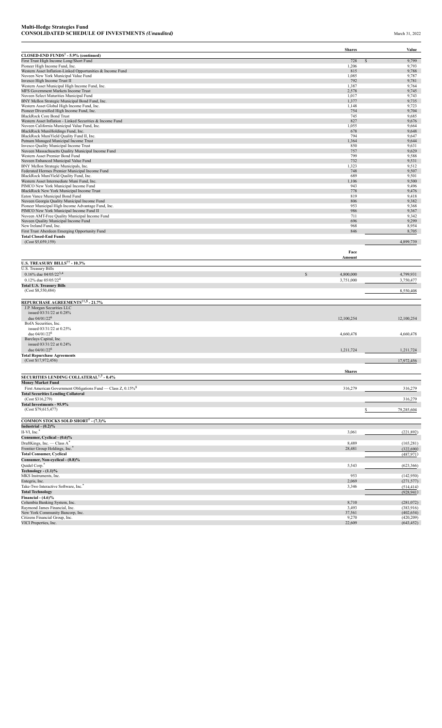**Multi-Hedge Strategies Fund**
**CONSOLIDATED SCHEDULE OF INVESTMENTS** *(Unaudited)* March 31, 2022

| | Shares | Value |
|---|---|---|
| **CLOSED-END FUNDS† - 5.9% (continued)** | | |
| First Trust High Income Long/Short Fund | 728 | $ 9,799 |
| Pioneer High Income Fund, Inc. | 1,206 | 9,793 |
| Western Asset Inflation-Linked Opportunities & Income Fund | 815 | 9,788 |
| Nuveen New York Municipal Value Fund | 1,085 | 9,787 |
| Invesco High Income Trust II | 792 | 9,781 |
| Western Asset Municipal High Income Fund, Inc. | 1,387 | 9,764 |
| MFS Government Markets Income Trust | 2,578 | 9,745 |
| Nuveen Select Maturities Municipal Fund | 1,017 | 9,743 |
| BNY Mellon Strategic Municipal Bond Fund, Inc. | 1,377 | 9,735 |
| Western Asset Global High Income Fund, Inc. | 1,148 | 9,723 |
| Pioneer Diversified High Income Fund, Inc. | 754 | 9,704 |
| BlackRock Core Bond Trust | 745 | 9,685 |
| Western Asset Inflation - Linked Securities & Income Fund | 827 | 9,676 |
| Nuveen California Municipal Value Fund, Inc. | 1,055 | 9,664 |
| BlackRock MuniHoldings Fund, Inc. | 678 | 9,648 |
| BlackRock MuniYield Quality Fund II, Inc. | 794 | 9,647 |
| Putnam Managed Municipal Income Trust | 1,364 | 9,644 |
| Invesco Quality Municipal Income Trust | 850 | 9,631 |
| Nuveen Massachusetts Quality Municipal Income Fund | 757 | 9,629 |
| Western Asset Premier Bond Fund | 799 | 9,588 |
| Nuveen Enhanced Municipal Value Fund | 732 | 9,531 |
| BNY Mellon Strategic Municipals, Inc. | 1,323 | 9,512 |
| Federated Hermes Premier Municipal Income Fund | 748 | 9,507 |
| BlackRock MuniYield Quality Fund, Inc. | 689 | 9,501 |
| Western Asset Intermediate Muni Fund, Inc. | 1,106 | 9,500 |
| PIMCO New York Municipal Income Fund | 943 | 9,496 |
| BlackRock New York Municipal Income Trust | 778 | 9,476 |
| Eaton Vance Municipal Bond Fund | 819 | 9,418 |
| Nuveen Georgia Quality Municipal Income Fund | 806 | 9,382 |
| Pioneer Municipal High Income Advantage Fund, Inc. | 953 | 9,368 |
| PIMCO New York Municipal Income Fund II | 986 | 9,367 |
| Nuveen AMT-Free Quality Municipal Income Fund | 711 | 9,342 |
| Nuveen Quality Municipal Income Fund | 696 | 9,299 |
| New Ireland Fund, Inc. | 968 | 8,954 |
| First Trust Aberdeen Emerging Opportunity Fund | 846 | 8,705 |
| **Total Closed-End Funds** | | |
| (Cost $5,059,159) | | 4,899,739 |

| | Face Amount | |
|---|---|---|
| **U.S. TREASURY BILLS†† - 10.3%** | | |
| U.S. Treasury Bills | | |
| 0.16% due 04/05/22[3,4] | $ 4,800,000 | 4,799,931 |
| 0.12% due 05/05/22[4] | 3,751,000 | 3,750,477 |
| **Total U.S. Treasury Bills** | | |
| (Cost $8,550,484) | | 8,550,408 |
| **REPURCHASE AGREEMENTS††,5 - 21.7%** | | |
| J.P. Morgan Securities LLC issued 03/31/22 at 0.28% due 04/01/22[6] | 12,100,254 | 12,100,254 |
| BofA Securities, Inc. issued 03/31/22 at 0.25% due 04/01/22[6] | 4,660,478 | 4,660,478 |
| Barclays Capital, Inc. issued 03/31/22 at 0.24% due 04/01/22[6] | 1,211,724 | 1,211,724 |
| **Total Repurchase Agreements** | | |
| (Cost $17,972,456) | | 17,972,456 |

| | Shares | |
|---|---|---|
| **SECURITIES LENDING COLLATERAL†,7 - 0.4%** | | |
| **Money Market Fund** | | |
| First American Government Obligations Fund — Class Z, 0.15%[8] | 316,279 | 316,279 |
| **Total Securities Lending Collateral** | | |
| (Cost $316,279) | | 316,279 |
| **Total Investments - 95.9%** | | |
| (Cost $79,615,477) | | $ 79,285,604 |
| **COMMON STOCKS SOLD SHORT† - (7.3)%** | | |
| **Industrial - (0.2)%** | | |
| II-VI, Inc.* | 3,061 | (221,892) |
| **Consumer, Cyclical - (0.6)%** | | |
| DraftKings, Inc. — Class A* | 8,489 | (165,281) |
| Frontier Group Holdings, Inc.* | 28,481 | (322,690) |
| **Total Consumer, Cyclical** | | (487,971) |
| **Consumer, Non-cyclical - (0.8)%** | | |
| Quidel Corp.* | 5,543 | (623,366) |
| **Technology - (1.1)%** | | |
| MKS Instruments, Inc. | 953 | (142,950) |
| Entegris, Inc. | 2,069 | (271,577) |
| Take-Two Interactive Software, Inc.* | 3,346 | (514,414) |
| **Total Technology** | | (928,941) |
| **Financial - (4.6)%** | | |
| Columbia Banking System, Inc. | 8,710 | (281,072) |
| Raymond James Financial, Inc. | 3,493 | (383,916) |
| New York Community Bancorp, Inc. | 37,561 | (402,654) |
| Citizens Financial Group, Inc. | 9,270 | (420,209) |
| VICI Properties, Inc. | 22,609 | (643,452) |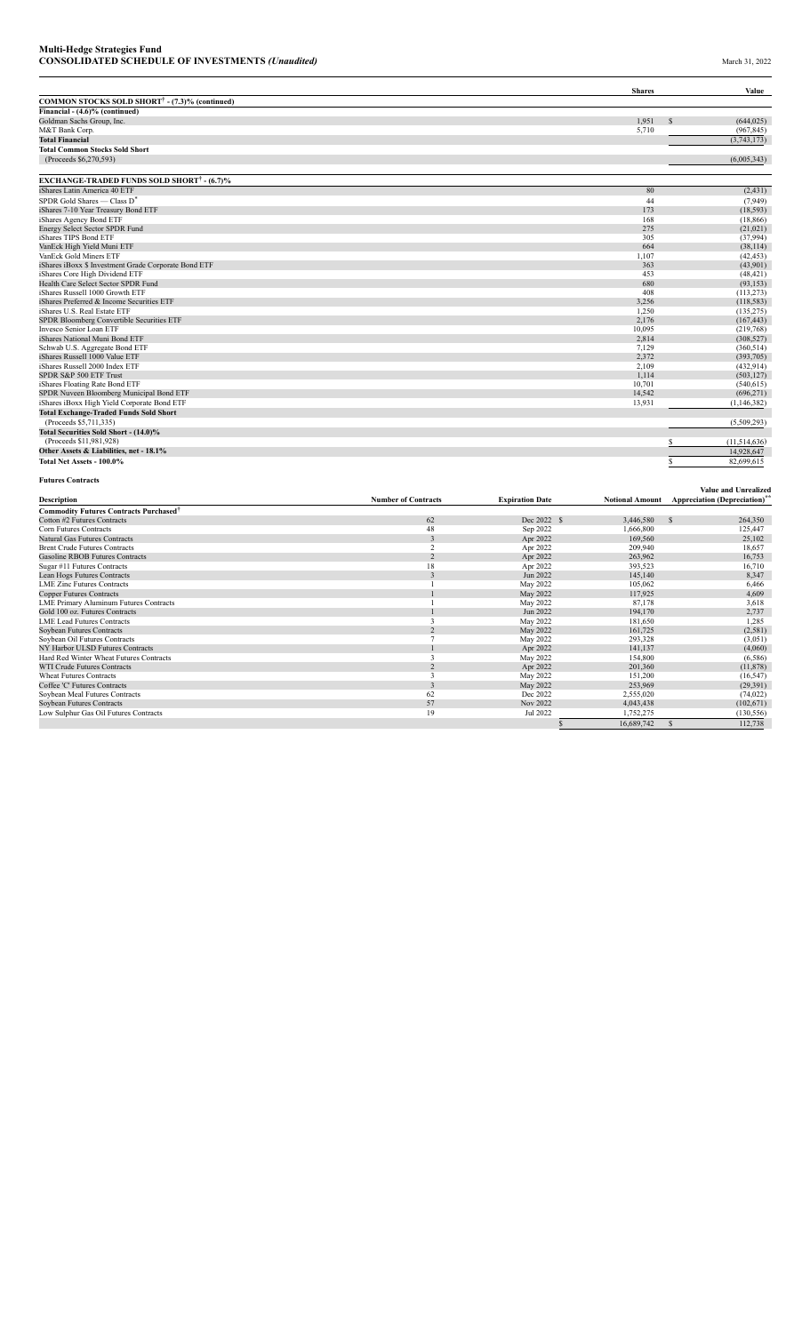**Multi-Hedge Strategies Fund**
**CONSOLIDATED SCHEDULE OF INVESTMENTS** *(Unaudited)* March 31, 2022

| | Shares | Value |
|---|---|---|
| **COMMON STOCKS SOLD SHORT† - (7.3)% (continued)** | | |
| **Financial - (4.6)% (continued)** | | |
| Goldman Sachs Group, Inc. | 1,951 | $ (644,025) |
| M&T Bank Corp. | 5,710 | (967,845) |
| **Total Financial** | | (3,743,173) |
| **Total Common Stocks Sold Short** | | |
| (Proceeds $6,270,593) | | (6,005,343) |
| | | |
| **EXCHANGE-TRADED FUNDS SOLD SHORT† - (6.7)%** | | |
| iShares Latin America 40 ETF | 80 | (2,431) |
| SPDR Gold Shares — Class D* | 44 | (7,949) |
| iShares 7-10 Year Treasury Bond ETF | 173 | (18,593) |
| iShares Agency Bond ETF | 168 | (18,866) |
| Energy Select Sector SPDR Fund | 275 | (21,021) |
| iShares TIPS Bond ETF | 305 | (37,994) |
| VanEck High Yield Muni ETF | 664 | (38,114) |
| VanEck Gold Miners ETF | 1,107 | (42,453) |
| iShares iBoxx $ Investment Grade Corporate Bond ETF | 363 | (43,901) |
| iShares Core High Dividend ETF | 453 | (48,421) |
| Health Care Select Sector SPDR Fund | 680 | (93,153) |
| iShares Russell 1000 Growth ETF | 408 | (113,273) |
| iShares Preferred & Income Securities ETF | 3,256 | (118,583) |
| iShares U.S. Real Estate ETF | 1,250 | (135,275) |
| SPDR Bloomberg Convertible Securities ETF | 2,176 | (167,443) |
| Invesco Senior Loan ETF | 10,095 | (219,768) |
| iShares National Muni Bond ETF | 2,814 | (308,527) |
| Schwab U.S. Aggregate Bond ETF | 7,129 | (360,514) |
| iShares Russell 1000 Value ETF | 2,372 | (393,705) |
| iShares Russell 2000 Index ETF | 2,109 | (432,914) |
| SPDR S&P 500 ETF Trust | 1,114 | (503,127) |
| iShares Floating Rate Bond ETF | 10,701 | (540,615) |
| SPDR Nuveen Bloomberg Municipal Bond ETF | 14,542 | (696,271) |
| iShares iBoxx High Yield Corporate Bond ETF | 13,931 | (1,146,382) |
| **Total Exchange-Traded Funds Sold Short** | | |
| (Proceeds $5,711,335) | | (5,509,293) |
| **Total Securities Sold Short - (14.0)%** | | |
| (Proceeds $11,981,928) | | $ (11,514,636) |
| **Other Assets & Liabilities, net - 18.1%** | | 14,928,647 |
| **Total Net Assets - 100.0%** | | $ 82,699,615 |

**Futures Contracts**

| Description | Number of Contracts | Expiration Date | Notional Amount | Value and Unrealized Appreciation (Depreciation)** |
|---|---|---|---|---|
| **Commodity Futures Contracts Purchased†** | | | | |
| Cotton #2 Futures Contracts | 62 | Dec 2022 | $ 3,446,580 | $ 264,350 |
| Corn Futures Contracts | 48 | Sep 2022 | 1,666,800 | 125,447 |
| Natural Gas Futures Contracts | 3 | Apr 2022 | 169,560 | 25,102 |
| Brent Crude Futures Contracts | 2 | Apr 2022 | 209,940 | 18,657 |
| Gasoline RBOB Futures Contracts | 2 | Apr 2022 | 263,962 | 16,753 |
| Sugar #11 Futures Contracts | 18 | Apr 2022 | 393,523 | 16,710 |
| Lean Hogs Futures Contracts | 3 | Jun 2022 | 145,140 | 8,347 |
| LME Zinc Futures Contracts | 1 | May 2022 | 105,062 | 6,466 |
| Copper Futures Contracts | 1 | May 2022 | 117,925 | 4,609 |
| LME Primary Aluminum Futures Contracts | 1 | May 2022 | 87,178 | 3,618 |
| Gold 100 oz. Futures Contracts | 1 | Jun 2022 | 194,170 | 2,737 |
| LME Lead Futures Contracts | 3 | May 2022 | 181,650 | 1,285 |
| Soybean Futures Contracts | 2 | May 2022 | 161,725 | (2,581) |
| Soybean Oil Futures Contracts | 7 | May 2022 | 293,328 | (3,051) |
| NY Harbor ULSD Futures Contracts | 1 | Apr 2022 | 141,137 | (4,060) |
| Hard Red Winter Wheat Futures Contracts | 3 | May 2022 | 154,800 | (6,586) |
| WTI Crude Futures Contracts | 2 | Apr 2022 | 201,360 | (11,878) |
| Wheat Futures Contracts | 3 | May 2022 | 151,200 | (16,547) |
| Coffee 'C' Futures Contracts | 3 | May 2022 | 253,969 | (29,391) |
| Soybean Meal Futures Contracts | 62 | Dec 2022 | 2,555,020 | (74,022) |
| Soybean Futures Contracts | 57 | Nov 2022 | 4,043,438 | (102,671) |
| Low Sulphur Gas Oil Futures Contracts | 19 | Jul 2022 | 1,752,275 | (130,556) |
| | | | $ 16,689,742 | $ 112,738 |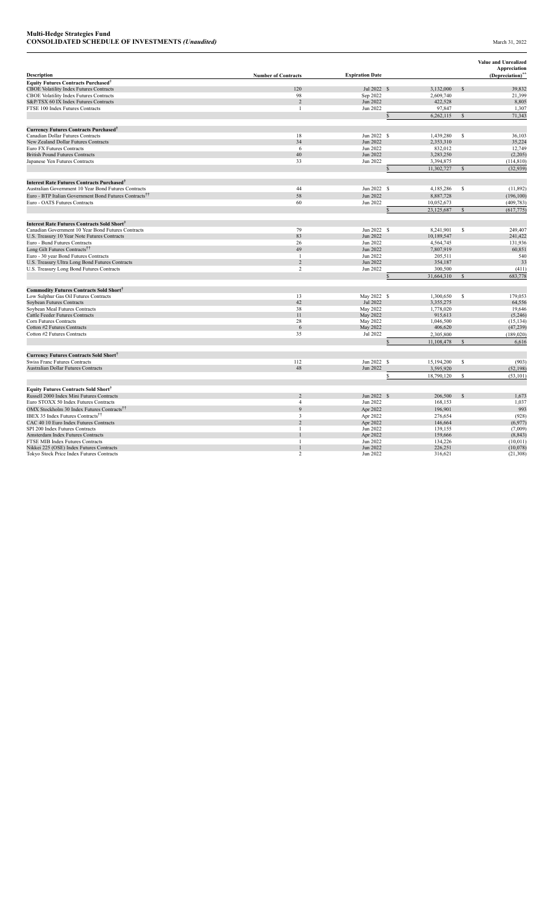**Multi-Hedge Strategies Fund**
**CONSOLIDATED SCHEDULE OF INVESTMENTS** *(Unaudited)*

March 31, 2022

| Description | Number of Contracts | Expiration Date | Notional Amount | Value and Unrealized Appreciation (Depreciation)** |
|---|---|---|---|---|
| **Equity Futures Contracts Purchased†** | | | | |
| CBOE Volatility Index Futures Contracts | 120 | Jul 2022 | $ 3,132,000 | $ 39,832 |
| CBOE Volatility Index Futures Contracts | 98 | Sep 2022 | 2,609,740 | 21,399 |
| S&P/TSX 60 IX Index Futures Contracts | 2 | Jun 2022 | 422,528 | 8,805 |
| FTSE 100 Index Futures Contracts | 1 | Jun 2022 | 97,847 | 1,307 |
| | | | $ 6,262,115 | $ 71,343 |
| **Currency Futures Contracts Purchased†** | | | | |
| Canadian Dollar Futures Contracts | 18 | Jun 2022 | $ 1,439,280 | $ 36,103 |
| New Zealand Dollar Futures Contracts | 34 | Jun 2022 | 2,353,310 | 35,224 |
| Euro FX Futures Contracts | 6 | Jun 2022 | 832,012 | 12,749 |
| British Pound Futures Contracts | 40 | Jun 2022 | 3,283,250 | (2,205) |
| Japanese Yen Futures Contracts | 33 | Jun 2022 | 3,394,875 | (114,810) |
| | | | $ 11,302,727 | $ (32,939) |
| **Interest Rate Futures Contracts Purchased†** | | | | |
| Australian Government 10 Year Bond Futures Contracts | 44 | Jun 2022 | $ 4,185,286 | $ (11,892) |
| Euro - BTP Italian Government Bond Futures Contracts†† | 58 | Jun 2022 | 8,887,728 | (196,100) |
| Euro - OATS Futures Contracts | 60 | Jun 2022 | 10,052,673 | (409,783) |
| | | | $ 23,125,687 | $ (617,775) |
| **Interest Rate Futures Contracts Sold Short†** | | | | |
| Canadian Government 10 Year Bond Futures Contracts | 79 | Jun 2022 | $ 8,241,901 | $ 249,407 |
| U.S. Treasury 10 Year Note Futures Contracts | 83 | Jun 2022 | 10,189,547 | 241,422 |
| Euro - Bund Futures Contracts | 26 | Jun 2022 | 4,564,745 | 131,936 |
| Long Gilt Futures Contracts†† | 49 | Jun 2022 | 7,807,919 | 60,851 |
| Euro - 30 year Bond Futures Contracts | 1 | Jun 2022 | 205,511 | 540 |
| U.S. Treasury Ultra Long Bond Futures Contracts | 2 | Jun 2022 | 354,187 | 33 |
| U.S. Treasury Long Bond Futures Contracts | 2 | Jun 2022 | 300,500 | (411) |
| | | | $ 31,664,310 | $ 683,778 |
| **Commodity Futures Contracts Sold Short†** | | | | |
| Low Sulphur Gas Oil Futures Contracts | 13 | May 2022 | $ 1,300,650 | $ 179,053 |
| Soybean Futures Contracts | 42 | Jul 2022 | 3,355,275 | 64,556 |
| Soybean Meal Futures Contracts | 38 | May 2022 | 1,778,020 | 19,646 |
| Cattle Feeder Futures Contracts | 11 | May 2022 | 915,613 | (5,246) |
| Corn Futures Contracts | 28 | May 2022 | 1,046,500 | (15,134) |
| Cotton #2 Futures Contracts | 6 | May 2022 | 406,620 | (47,239) |
| Cotton #2 Futures Contracts | 35 | Jul 2022 | 2,305,800 | (189,020) |
| | | | $ 11,108,478 | $ 6,616 |
| **Currency Futures Contracts Sold Short†** | | | | |
| Swiss Franc Futures Contracts | 112 | Jun 2022 | $ 15,194,200 | $ (903) |
| Australian Dollar Futures Contracts | 48 | Jun 2022 | 3,595,920 | (52,198) |
| | | | $ 18,790,120 | $ (53,101) |
| **Equity Futures Contracts Sold Short†** | | | | |
| Russell 2000 Index Mini Futures Contracts | 2 | Jun 2022 | $ 206,500 | $ 1,673 |
| Euro STOXX 50 Index Futures Contracts | 4 | Jun 2022 | 168,153 | 1,037 |
| OMX Stockholm 30 Index Futures Contracts†† | 9 | Apr 2022 | 196,901 | 993 |
| IBEX 35 Index Futures Contracts†† | 3 | Apr 2022 | 276,654 | (928) |
| CAC 40 10 Euro Index Futures Contracts | 2 | Apr 2022 | 146,664 | (6,977) |
| SPI 200 Index Futures Contracts | 1 | Jun 2022 | 139,155 | (7,009) |
| Amsterdam Index Futures Contracts | 1 | Apr 2022 | 159,666 | (8,843) |
| FTSE MIB Index Futures Contracts | 1 | Jun 2022 | 134,226 | (10,011) |
| Nikkei 225 (OSE) Index Futures Contracts | 1 | Jun 2022 | 226,251 | (10,078) |
| Tokyo Stock Price Index Futures Contracts | 2 | Jun 2022 | 316,621 | (21,308) |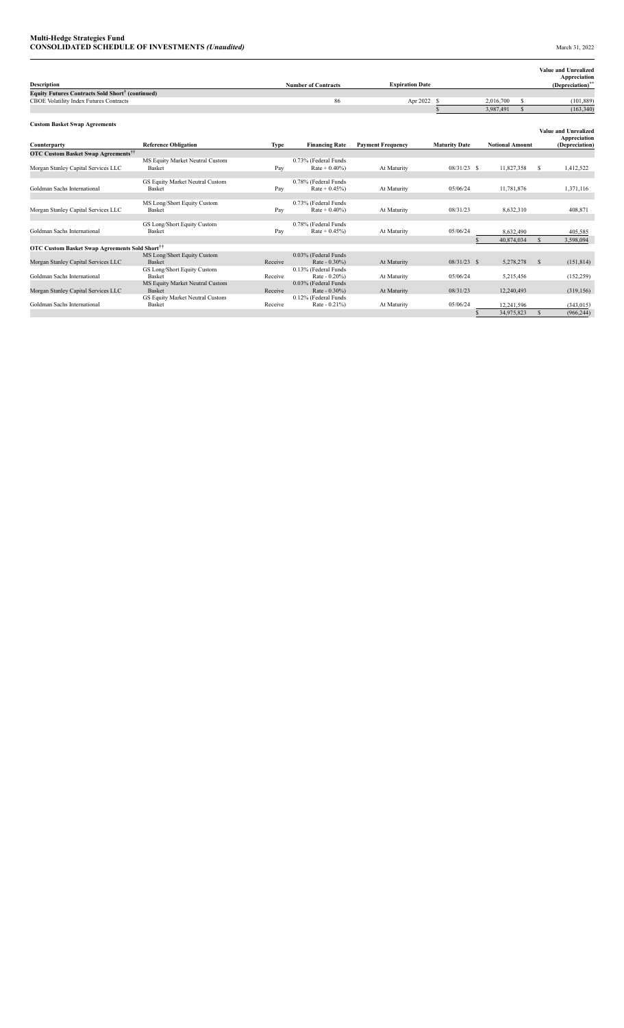**Multi-Hedge Strategies Fund**
**CONSOLIDATED SCHEDULE OF INVESTMENTS** *(Unaudited)*

March 31, 2022

| Description | Number of Contracts | Expiration Date | Notional Amount | Value and Unrealized Appreciation (Depreciation)** |
|---|---|---|---|---|
| **Equity Futures Contracts Sold Short† (continued)** | | | | |
| CBOE Volatility Index Futures Contracts | 86 | Apr 2022 | $ 2,016,700 | $ (101,889) |
| | | | $ 3,987,491 | $ (163,340) |

**Custom Basket Swap Agreements**

| Counterparty | Reference Obligation | Type | Financing Rate | Payment Frequency | Maturity Date | Notional Amount | Value and Unrealized Appreciation (Depreciation) |
|---|---|---|---|---|---|---|---|
| **OTC Custom Basket Swap Agreements††** | | | | | | | |
| Morgan Stanley Capital Services LLC | MS Equity Market Neutral Custom Basket | Pay | 0.73% (Federal Funds Rate + 0.40%) | At Maturity | 08/31/23 | $ 11,827,358 | $ 1,412,522 |
| Goldman Sachs International | GS Equity Market Neutral Custom Basket | Pay | 0.78% (Federal Funds Rate + 0.45%) | At Maturity | 05/06/24 | 11,781,876 | 1,371,116 |
| Morgan Stanley Capital Services LLC | MS Long/Short Equity Custom Basket | Pay | 0.73% (Federal Funds Rate + 0.40%) | At Maturity | 08/31/23 | 8,632,310 | 408,871 |
| Goldman Sachs International | GS Long/Short Equity Custom Basket | Pay | 0.78% (Federal Funds Rate + 0.45%) | At Maturity | 05/06/24 | 8,632,490 | 405,585 |
| | | | | | | $ 40,874,034 | $ 3,598,094 |
| **OTC Custom Basket Swap Agreements Sold Short††** | | | | | | | |
| Morgan Stanley Capital Services LLC | MS Long/Short Equity Custom Basket | Receive | 0.03% (Federal Funds Rate - 0.30%) | At Maturity | 08/31/23 | $ 5,278,278 | $ (151,814) |
| Goldman Sachs International | GS Long/Short Equity Custom Basket | Receive | 0.13% (Federal Funds Rate - 0.20%) | At Maturity | 05/06/24 | 5,215,456 | (152,259) |
| Morgan Stanley Capital Services LLC | MS Equity Market Neutral Custom Basket | Receive | 0.03% (Federal Funds Rate - 0.30%) | At Maturity | 08/31/23 | 12,240,493 | (319,156) |
| Goldman Sachs International | GS Equity Market Neutral Custom Basket | Receive | 0.12% (Federal Funds Rate - 0.21%) | At Maturity | 05/06/24 | 12,241,596 | (343,015) |
| | | | | | | $ 34,975,823 | $ (966,244) |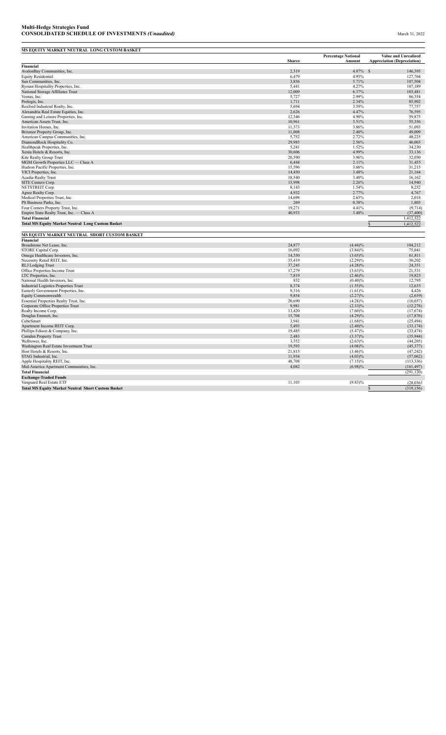**Multi-Hedge Strategies Fund**
**CONSOLIDATED SCHEDULE OF INVESTMENTS *(Unaudited)*** March 31, 2022

| MS EQUITY MARKET NEUTRAL LONG CUSTOM BASKET | Shares | Percentage Notional Amount | Value and Unrealized Appreciation (Depreciation) |
|---|---|---|---|
| **Financial** | | | |
| AvalonBay Communities, Inc. | 2,319 | 4.87% | $ 146,395 |
| Equity Residential | 6,479 | 4.93% | 127,704 |
| Sun Communities, Inc. | 3,856 | 5.71% | 107,504 |
| Ryman Hospitality Properties, Inc. | 5,441 | 4.27% | 107,189 |
| National Storage Affiliates Trust | 12,009 | 6.37% | 103,481 |
| Ventas, Inc. | 5,727 | 2.99% | 86,354 |
| Prologis, Inc. | 1,711 | 2.34% | 85,902 |
| Rexford Industrial Realty, Inc. | 5,694 | 3.59% | 77,757 |
| Alexandria Real Estate Equities, Inc. | 2,626 | 4.47% | 76,595 |
| Gaming and Leisure Properties, Inc. | 12,346 | 4.90% | 59,875 |
| American Assets Trust, Inc. | 10,961 | 3.51% | 55,356 |
| Invitation Homes, Inc. | 11,373 | 3.86% | 51,093 |
| Brixmor Property Group, Inc. | 11,008 | 2.40% | 49,009 |
| American Campus Communities, Inc. | 5,752 | 2.72% | 48,225 |
| DiamondRock Hospitality Co. | 29,985 | 2.56% | 46,003 |
| Healthpeak Properties, Inc. | 5,241 | 1.52% | 34,230 |
| Xenia Hotels & Resorts, Inc. | 30,606 | 4.99% | 33,136 |
| Kite Realty Group Trust | 20,590 | 3.96% | 32,050 |
| MGM Growth Properties LLC — Class A | 6,444 | 2.11% | 31,455 |
| Hudson Pacific Properties, Inc. | 15,596 | 3.66% | 31,215 |
| VICI Properties, Inc. | 14,450 | 3.48% | 21,164 |
| Acadia Realty Trust | 18,540 | 3.40% | 16,162 |
| SITE Centers Corp. | 15,998 | 2.26% | 14,940 |
| NETSTREIT Corp. | 8,143 | 1.54% | 8,252 |
| Agree Realty Corp. | 4,932 | 2.77% | 4,767 |
| Medical Properties Trust, Inc. | 14,698 | 2.63% | 2,018 |
| PS Business Parks, Inc. | 269 | 0.38% | 1,805 |
| Four Corners Property Trust, Inc. | 19,271 | 4.41% | (9,714) |
| Empire State Realty Trust, Inc. — Class A | 40,933 | 3.40% | (37,400) |
| **Total Financial** | | | 1,412,522 |
| **Total MS Equity Market Neutral Long Custom Basket** | | | $ 1,412,522 |

| MS EQUITY MARKET NEUTRAL SHORT CUSTOM BASKET | Shares | Percentage Notional Amount | Value and Unrealized Appreciation (Depreciation) |
|---|---|---|---|
| **Financial** | | | |
| Broadstone Net Lease, Inc. | 24,877 | (4.44)% | 104,212 |
| STORE Capital Corp. | 16,092 | (3.84)% | 75,041 |
| Omega Healthcare Investors, Inc. | 14,350 | (3.65)% | 61,811 |
| Necessity Retail REIT, Inc. | 35,419 | (2.29)% | 30,202 |
| RLJ Lodging Trust | 37,245 | (4.28)% | 24,351 |
| Office Properties Income Trust | 17,279 | (3.63)% | 21,531 |
| LTC Properties, Inc. | 7,819 | (2.46)% | 19,825 |
| National Health Investors, Inc. | 832 | (0.40)% | 12,795 |
| Industrial Logistics Properties Trust | 8,374 | (1.55)% | 12,635 |
| Easterly Government Properties, Inc. | 9,316 | (1.61)% | 4,426 |
| Equity Commonwealth | 9,854 | (2.27)% | (2,659) |
| Essential Properties Realty Trust, Inc. | 20,690 | (4.28)% | (10,657) |
| Corporate Office Properties Trust | 9,981 | (2.33)% | (12,278) |
| Realty Income Corp. | 13,420 | (7.60)% | (17,674) |
| Douglas Emmett, Inc. | 15,704 | (4.29)% | (17,876) |
| CubeSmart | 3,941 | (1.68)% | (25,494) |
| Apartment Income REIT Corp. | 5,493 | (2.40)% | (33,174) |
| Phillips Edison & Company, Inc. | 19,485 | (5.47)% | (33,474) |
| Camden Property Trust | 2,483 | (3.37)% | (35,944) |
| Welltower, Inc. | 3,352 | (2.63)% | (44,205) |
| Washington Real Estate Investment Trust | 19,593 | (4.08)% | (45,377) |
| Host Hotels & Resorts, Inc. | 21,815 | (3.46)% | (47,242) |
| STAG Industrial, Inc. | 11,934 | (4.03)% | (57,062) |
| Apple Hospitality REIT, Inc. | 48,708 | (7.15)% | (113,336) |
| Mid-America Apartment Communities, Inc. | 4,082 | (6.98)% | (161,497) |
| **Total Financial** | | | (291,120) |
| **Exchange-Traded Funds** | | | |
| Vanguard Real Estate ETF | 11,103 | (9.83)% | (28,036) |
| **Total MS Equity Market Neutral Short Custom Basket** | | | $ (319,156) |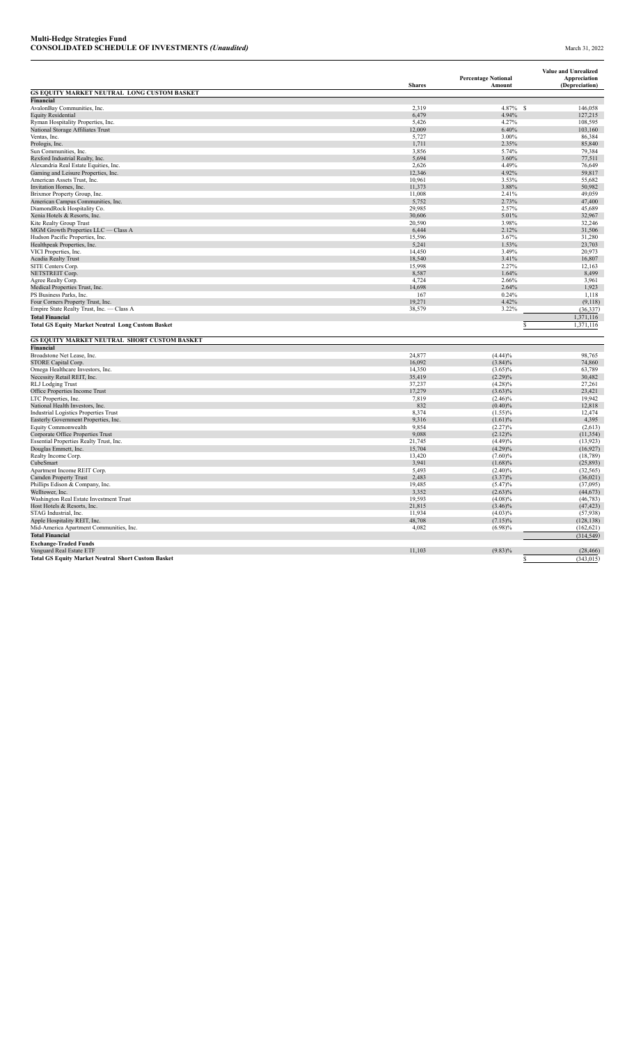**Multi-Hedge Strategies Fund**
**CONSOLIDATED SCHEDULE OF INVESTMENTS** *(Unaudited)* March 31, 2022

| | Shares | Percentage Notional Amount | Value and Unrealized Appreciation (Depreciation) |
|---|---|---|---|
| **GS EQUITY MARKET NEUTRAL LONG CUSTOM BASKET** | | | |
| **Financial** | | | |
| AvalonBay Communities, Inc. | 2,319 | 4.87% | $ 146,058 |
| Equity Residential | 6,479 | 4.94% | 127,215 |
| Ryman Hospitality Properties, Inc. | 5,426 | 4.27% | 108,595 |
| National Storage Affiliates Trust | 12,009 | 6.40% | 103,160 |
| Ventas, Inc. | 5,727 | 3.00% | 86,384 |
| Prologis, Inc. | 1,711 | 2.35% | 85,840 |
| Sun Communities, Inc. | 3,856 | 5.74% | 79,384 |
| Rexford Industrial Realty, Inc. | 5,694 | 3.60% | 77,511 |
| Alexandria Real Estate Equities, Inc. | 2,626 | 4.49% | 76,649 |
| Gaming and Leisure Properties, Inc. | 12,346 | 4.92% | 59,817 |
| American Assets Trust, Inc. | 10,961 | 3.53% | 55,682 |
| Invitation Homes, Inc. | 11,373 | 3.88% | 50,982 |
| Brixmor Property Group, Inc. | 11,008 | 2.41% | 49,059 |
| American Campus Communities, Inc. | 5,752 | 2.73% | 47,400 |
| DiamondRock Hospitality Co. | 29,985 | 2.57% | 45,689 |
| Xenia Hotels & Resorts, Inc. | 30,606 | 5.01% | 32,967 |
| Kite Realty Group Trust | 20,590 | 3.98% | 32,246 |
| MGM Growth Properties LLC — Class A | 6,444 | 2.12% | 31,506 |
| Hudson Pacific Properties, Inc. | 15,596 | 3.67% | 31,280 |
| Healthpeak Properties, Inc. | 5,241 | 1.53% | 23,703 |
| VICI Properties, Inc. | 14,450 | 3.49% | 20,973 |
| Acadia Realty Trust | 18,540 | 3.41% | 16,807 |
| SITE Centers Corp. | 15,998 | 2.27% | 12,163 |
| NETSTREIT Corp. | 8,587 | 1.64% | 8,499 |
| Agree Realty Corp. | 4,724 | 2.66% | 3,961 |
| Medical Properties Trust, Inc. | 14,698 | 2.64% | 1,923 |
| PS Business Parks, Inc. | 167 | 0.24% | 1,118 |
| Four Corners Property Trust, Inc. | 19,271 | 4.42% | (9,118) |
| Empire State Realty Trust, Inc. — Class A | 38,579 | 3.22% | (36,337) |
| **Total Financial** | | | 1,371,116 |
| **Total GS Equity Market Neutral Long Custom Basket** | | | $ 1,371,116 |
| **GS EQUITY MARKET NEUTRAL SHORT CUSTOM BASKET** | | | |
| **Financial** | | | |
| Broadstone Net Lease, Inc. | 24,877 | (4.44)% | 98,765 |
| STORE Capital Corp. | 16,092 | (3.84)% | 74,860 |
| Omega Healthcare Investors, Inc. | 14,350 | (3.65)% | 63,789 |
| Necessity Retail REIT, Inc. | 35,419 | (2.29)% | 30,482 |
| RLJ Lodging Trust | 37,237 | (4.28)% | 27,261 |
| Office Properties Income Trust | 17,279 | (3.63)% | 23,421 |
| LTC Properties, Inc. | 7,819 | (2.46)% | 19,942 |
| National Health Investors, Inc. | 832 | (0.40)% | 12,818 |
| Industrial Logistics Properties Trust | 8,374 | (1.55)% | 12,474 |
| Easterly Government Properties, Inc. | 9,316 | (1.61)% | 4,395 |
| Equity Commonwealth | 9,854 | (2.27)% | (2,613) |
| Corporate Office Properties Trust | 9,088 | (2.12)% | (11,354) |
| Essential Properties Realty Trust, Inc. | 21,745 | (4.49)% | (13,923) |
| Douglas Emmett, Inc. | 15,704 | (4.29)% | (16,927) |
| Realty Income Corp. | 13,420 | (7.60)% | (18,789) |
| CubeSmart | 3,941 | (1.68)% | (25,893) |
| Apartment Income REIT Corp. | 5,493 | (2.40)% | (32,565) |
| Camden Property Trust | 2,483 | (3.37)% | (36,021) |
| Phillips Edison & Company, Inc. | 19,485 | (5.47)% | (37,095) |
| Welltower, Inc. | 3,352 | (2.63)% | (44,673) |
| Washington Real Estate Investment Trust | 19,593 | (4.08)% | (46,783) |
| Host Hotels & Resorts, Inc. | 21,815 | (3.46)% | (47,423) |
| STAG Industrial, Inc. | 11,934 | (4.03)% | (57,938) |
| Apple Hospitality REIT, Inc. | 48,708 | (7.15)% | (128,138) |
| Mid-America Apartment Communities, Inc. | 4,082 | (6.98)% | (162,621) |
| **Total Financial** | | | (314,549) |
| **Exchange-Traded Funds** | | | |
| Vanguard Real Estate ETF | 11,103 | (9.83)% | (28,466) |
| **Total GS Equity Market Neutral Short Custom Basket** | | | $ (343,015) |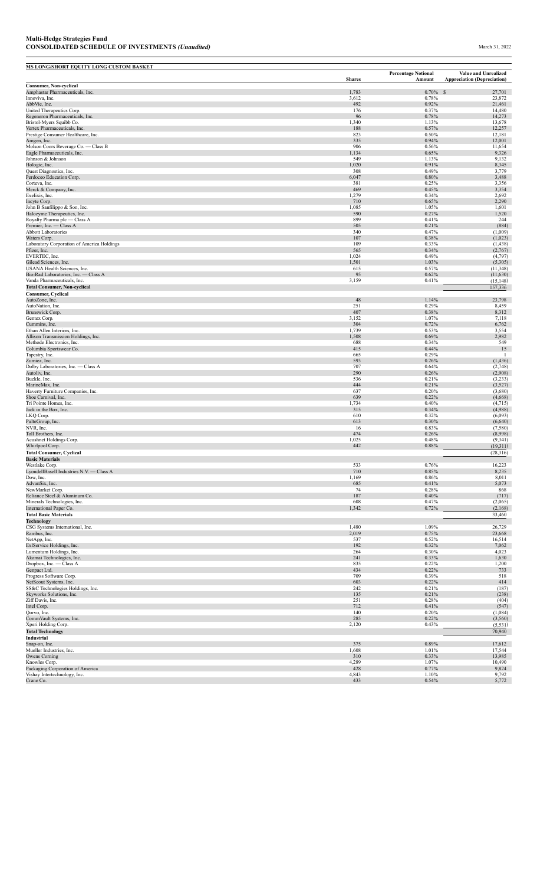## Multi-Hedge Strategies Fund
### CONSOLIDATED SCHEDULE OF INVESTMENTS *(Unaudited)*

March 31, 2022

**MS LONG/SHORT EQUITY LONG CUSTOM BASKET**

| | Shares | Percentage Notional Amount | Value and Unrealized Appreciation (Depreciation) |
|---|---|---|---|
| **Consumer, Non-cyclical** | | | |
| Amphastar Pharmaceuticals, Inc. | 1,783 | 0.70% | $ 27,701 |
| Innoviva, Inc. | 3,612 | 0.78% | 23,872 |
| AbbVie, Inc. | 492 | 0.92% | 21,461 |
| United Therapeutics Corp. | 176 | 0.37% | 14,480 |
| Regeneron Pharmaceuticals, Inc. | 96 | 0.78% | 14,273 |
| Bristol-Myers Squibb Co. | 1,340 | 1.13% | 13,678 |
| Vertex Pharmaceuticals, Inc. | 188 | 0.57% | 12,257 |
| Prestige Consumer Healthcare, Inc. | 823 | 0.50% | 12,181 |
| Amgen, Inc. | 335 | 0.94% | 12,001 |
| Molson Coors Beverage Co. — Class B | 906 | 0.56% | 11,654 |
| Eagle Pharmaceuticals, Inc. | 1,134 | 0.65% | 9,326 |
| Johnson & Johnson | 549 | 1.13% | 9,132 |
| Hologic, Inc. | 1,020 | 0.91% | 8,345 |
| Quest Diagnostics, Inc. | 308 | 0.49% | 3,779 |
| Perdoceo Education Corp. | 6,047 | 0.80% | 3,488 |
| Corteva, Inc. | 381 | 0.25% | 3,356 |
| Merck & Company, Inc. | 469 | 0.45% | 3,354 |
| Exelixis, Inc. | 1,279 | 0.34% | 2,692 |
| Incyte Corp. | 710 | 0.65% | 2,290 |
| John B Sanfilippo & Son, Inc. | 1,085 | 1.05% | 1,601 |
| Halozyme Therapeutics, Inc. | 590 | 0.27% | 1,520 |
| Royalty Pharma plc — Class A | 899 | 0.41% | 244 |
| Premier, Inc. — Class A | 505 | 0.21% | (884) |
| Abbott Laboratories | 340 | 0.47% | (1,009) |
| Waters Corp. | 107 | 0.38% | (1,023) |
| Laboratory Corporation of America Holdings | 109 | 0.33% | (1,438) |
| Pfizer, Inc. | 565 | 0.34% | (2,767) |
| EVERTEC, Inc. | 1,024 | 0.49% | (4,797) |
| Gilead Sciences, Inc. | 1,501 | 1.03% | (5,305) |
| USANA Health Sciences, Inc. | 615 | 0.57% | (11,348) |
| Bio-Rad Laboratories, Inc. — Class A | 95 | 0.62% | (11,630) |
| Vanda Pharmaceuticals, Inc. | 3,159 | 0.41% | (15,148) |
| **Total Consumer, Non-cyclical** | | | 157,336 |
| **Consumer, Cyclical** | | | |
| AutoZone, Inc. | 48 | 1.14% | 23,798 |
| AutoNation, Inc. | 251 | 0.29% | 8,459 |
| Brunswick Corp. | 407 | 0.38% | 8,312 |
| Gentex Corp. | 3,152 | 1.07% | 7,118 |
| Cummins, Inc. | 304 | 0.72% | 6,762 |
| Ethan Allen Interiors, Inc. | 1,739 | 0.53% | 3,554 |
| Allison Transmission Holdings, Inc. | 1,508 | 0.69% | 2,982 |
| Methode Electronics, Inc. | 688 | 0.34% | 549 |
| Columbia Sportswear Co. | 415 | 0.44% | 15 |
| Tapestry, Inc. | 665 | 0.29% | 1 |
| Zumiez, Inc. | 593 | 0.26% | (1,436) |
| Dolby Laboratories, Inc. — Class A | 707 | 0.64% | (2,748) |
| Autoliv, Inc. | 290 | 0.26% | (2,908) |
| Buckle, Inc. | 536 | 0.21% | (3,233) |
| MarineMax, Inc. | 444 | 0.21% | (3,527) |
| Haverty Furniture Companies, Inc. | 637 | 0.20% | (3,680) |
| Shoe Carnival, Inc. | 639 | 0.22% | (4,668) |
| Tri Pointe Homes, Inc. | 1,734 | 0.40% | (4,715) |
| Jack in the Box, Inc. | 315 | 0.34% | (4,988) |
| LKQ Corp. | 610 | 0.32% | (6,093) |
| PulteGroup, Inc. | 613 | 0.30% | (6,640) |
| NVR, Inc. | 16 | 0.83% | (7,580) |
| Toll Brothers, Inc. | 474 | 0.26% | (8,998) |
| Acushnet Holdings Corp. | 1,025 | 0.48% | (9,341) |
| Whirlpool Corp. | 442 | 0.88% | (19,311) |
| **Total Consumer, Cyclical** | | | (28,316) |
| **Basic Materials** | | | |
| Westlake Corp. | 533 | 0.76% | 16,223 |
| LyondellBasell Industries N.V. — Class A | 710 | 0.85% | 8,235 |
| Dow, Inc. | 1,169 | 0.86% | 8,011 |
| AdvanSix, Inc. | 685 | 0.41% | 5,073 |
| NewMarket Corp. | 74 | 0.28% | 868 |
| Reliance Steel & Aluminum Co. | 187 | 0.40% | (717) |
| Minerals Technologies, Inc. | 608 | 0.47% | (2,065) |
| International Paper Co. | 1,342 | 0.72% | (2,168) |
| **Total Basic Materials** | | | 33,460 |
| **Technology** | | | |
| CSG Systems International, Inc. | 1,480 | 1.09% | 26,729 |
| Rambus, Inc. | 2,019 | 0.75% | 23,668 |
| NetApp, Inc. | 537 | 0.52% | 16,514 |
| ExlService Holdings, Inc. | 192 | 0.32% | 7,062 |
| Lumentum Holdings, Inc. | 264 | 0.30% | 4,023 |
| Akamai Technologies, Inc. | 241 | 0.33% | 1,630 |
| Dropbox, Inc. — Class A | 835 | 0.22% | 1,200 |
| Genpact Ltd. | 434 | 0.22% | 733 |
| Progress Software Corp. | 709 | 0.39% | 518 |
| NetScout Systems, Inc. | 603 | 0.22% | 414 |
| SS&C Technologies Holdings, Inc. | 242 | 0.21% | (187) |
| Skyworks Solutions, Inc. | 135 | 0.21% | (238) |
| Ziff Davis, Inc. | 251 | 0.28% | (404) |
| Intel Corp. | 712 | 0.41% | (547) |
| Qorvo, Inc. | 140 | 0.20% | (1,084) |
| CommVault Systems, Inc. | 285 | 0.22% | (3,560) |
| Xperi Holding Corp. | 2,120 | 0.43% | (5,531) |
| **Total Technology** | | | 70,940 |
| **Industrial** | | | |
| Snap-on, Inc. | 375 | 0.89% | 17,612 |
| Mueller Industries, Inc. | 1,608 | 1.01% | 17,544 |
| Owens Corning | 310 | 0.33% | 13,985 |
| Knowles Corp. | 4,289 | 1.07% | 10,490 |
| Packaging Corporation of America | 428 | 0.77% | 9,824 |
| Vishay Intertechnology, Inc. | 4,843 | 1.10% | 9,792 |
| Crane Co. | 433 | 0.54% | 5,772 |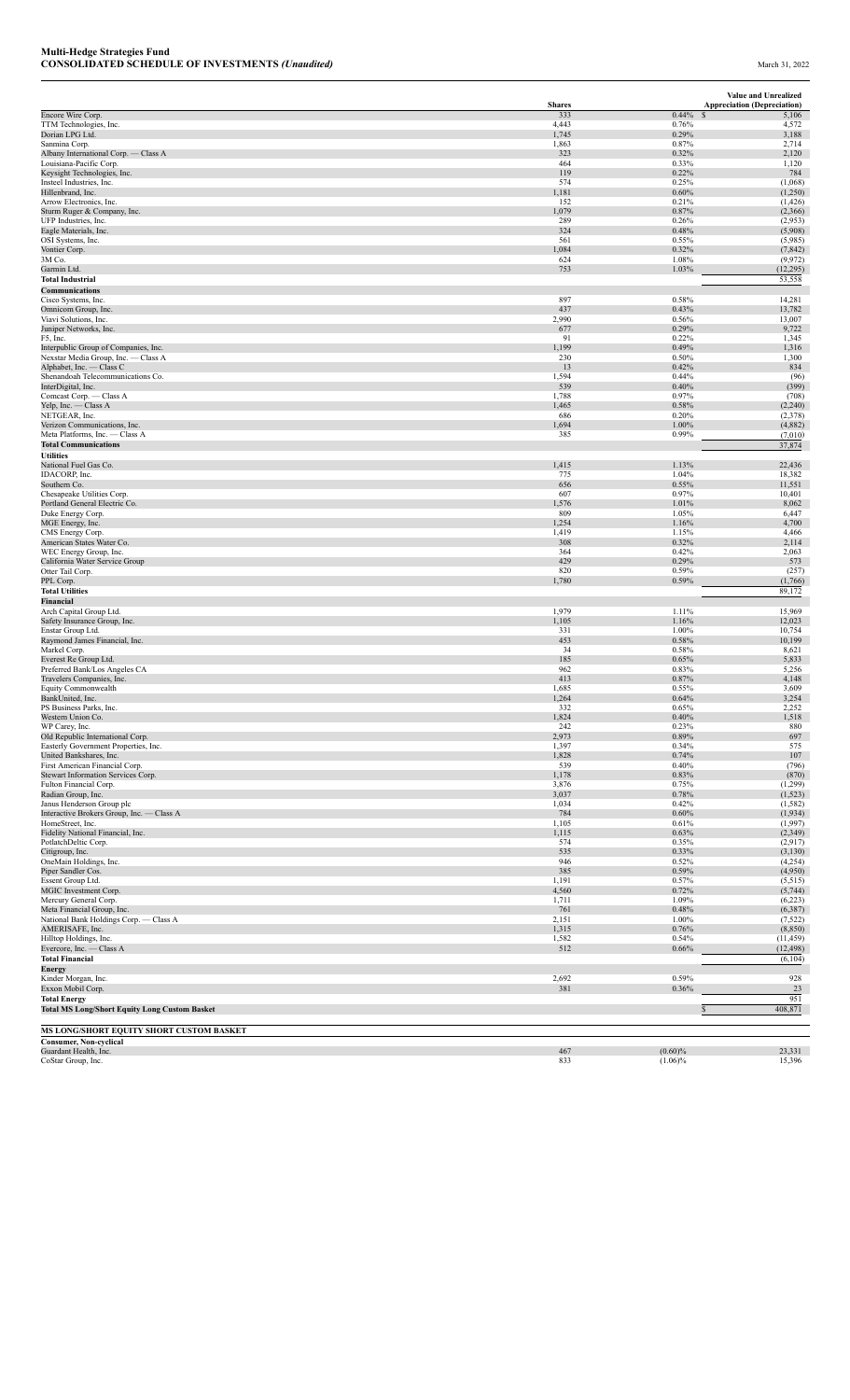**Multi-Hedge Strategies Fund**
**CONSOLIDATED SCHEDULE OF INVESTMENTS** *(Unaudited)*

March 31, 2022

| | Shares | | Value and Unrealized Appreciation (Depreciation) |
|---|---|---|---|
| Encore Wire Corp. | 333 | 0.44% | $ 5,106 |
| TTM Technologies, Inc. | 4,443 | 0.76% | 4,572 |
| Dorian LPG Ltd. | 1,745 | 0.29% | 3,188 |
| Sanmina Corp. | 1,863 | 0.87% | 2,714 |
| Albany International Corp. — Class A | 323 | 0.32% | 2,120 |
| Louisiana-Pacific Corp. | 464 | 0.33% | 1,120 |
| Keysight Technologies, Inc. | 119 | 0.22% | 784 |
| Insteel Industries, Inc. | 574 | 0.25% | (1,068) |
| Hillenbrand, Inc. | 1,181 | 0.60% | (1,250) |
| Arrow Electronics, Inc. | 152 | 0.21% | (1,426) |
| Sturm Ruger & Company, Inc. | 1,079 | 0.87% | (2,366) |
| UFP Industries, Inc. | 289 | 0.26% | (2,953) |
| Eagle Materials, Inc. | 324 | 0.48% | (5,908) |
| OSI Systems, Inc. | 561 | 0.55% | (5,985) |
| Vontier Corp. | 1,084 | 0.32% | (7,842) |
| 3M Co. | 624 | 1.08% | (9,972) |
| Garmin Ltd. | 753 | 1.03% | (12,295) |
| **Total Industrial** | | | 53,558 |
| **Communications** | | | |
| Cisco Systems, Inc. | 897 | 0.58% | 14,281 |
| Omnicom Group, Inc. | 437 | 0.43% | 13,782 |
| Viavi Solutions, Inc. | 2,990 | 0.56% | 13,007 |
| Juniper Networks, Inc. | 677 | 0.29% | 9,722 |
| F5, Inc. | 91 | 0.22% | 1,345 |
| Interpublic Group of Companies, Inc. | 1,199 | 0.49% | 1,316 |
| Nexstar Media Group, Inc. — Class A | 230 | 0.50% | 1,300 |
| Alphabet, Inc. — Class C | 13 | 0.42% | 834 |
| Shenandoah Telecommunications Co. | 1,594 | 0.44% | (96) |
| InterDigital, Inc. | 539 | 0.40% | (399) |
| Comcast Corp. — Class A | 1,788 | 0.97% | (708) |
| Yelp, Inc. — Class A | 1,465 | 0.58% | (2,240) |
| NETGEAR, Inc. | 686 | 0.20% | (2,378) |
| Verizon Communications, Inc. | 1,694 | 1.00% | (4,882) |
| Meta Platforms, Inc. — Class A | 385 | 0.99% | (7,010) |
| **Total Communications** | | | 37,874 |
| **Utilities** | | | |
| National Fuel Gas Co. | 1,415 | 1.13% | 22,436 |
| IDACORP, Inc. | 775 | 1.04% | 18,382 |
| Southern Co. | 656 | 0.55% | 11,551 |
| Chesapeake Utilities Corp. | 607 | 0.97% | 10,401 |
| Portland General Electric Co. | 1,576 | 1.01% | 8,062 |
| Duke Energy Corp. | 809 | 1.05% | 6,447 |
| MGE Energy, Inc. | 1,254 | 1.16% | 4,700 |
| CMS Energy Corp. | 1,419 | 1.15% | 4,466 |
| American States Water Co. | 308 | 0.32% | 2,114 |
| WEC Energy Group, Inc. | 364 | 0.42% | 2,063 |
| California Water Service Group | 429 | 0.29% | 573 |
| Otter Tail Corp. | 820 | 0.59% | (257) |
| PPL Corp. | 1,780 | 0.59% | (1,766) |
| **Total Utilities** | | | 89,172 |
| **Financial** | | | |
| Arch Capital Group Ltd. | 1,979 | 1.11% | 15,969 |
| Safety Insurance Group, Inc. | 1,105 | 1.16% | 12,023 |
| Enstar Group Ltd. | 331 | 1.00% | 10,754 |
| Raymond James Financial, Inc. | 453 | 0.58% | 10,199 |
| Markel Corp. | 34 | 0.58% | 8,621 |
| Everest Re Group Ltd. | 185 | 0.65% | 5,833 |
| Preferred Bank/Los Angeles CA | 962 | 0.83% | 5,256 |
| Travelers Companies, Inc. | 413 | 0.87% | 4,148 |
| Equity Commonwealth | 1,685 | 0.55% | 3,609 |
| BankUnited, Inc. | 1,264 | 0.64% | 3,254 |
| PS Business Parks, Inc. | 332 | 0.65% | 2,252 |
| Western Union Co. | 1,824 | 0.40% | 1,518 |
| WP Carey, Inc. | 242 | 0.23% | 880 |
| Old Republic International Corp. | 2,973 | 0.89% | 697 |
| Easterly Government Properties, Inc. | 1,397 | 0.34% | 575 |
| United Bankshares, Inc. | 1,828 | 0.74% | 107 |
| First American Financial Corp. | 539 | 0.40% | (796) |
| Stewart Information Services Corp. | 1,178 | 0.83% | (870) |
| Fulton Financial Corp. | 3,876 | 0.75% | (1,299) |
| Radian Group, Inc. | 3,037 | 0.78% | (1,523) |
| Janus Henderson Group plc | 1,034 | 0.42% | (1,582) |
| Interactive Brokers Group, Inc. — Class A | 784 | 0.60% | (1,934) |
| HomeStreet, Inc. | 1,105 | 0.61% | (1,997) |
| Fidelity National Financial, Inc. | 1,115 | 0.63% | (2,349) |
| PotlatchDeltic Corp. | 574 | 0.35% | (2,917) |
| Citigroup, Inc. | 535 | 0.33% | (3,130) |
| OneMain Holdings, Inc. | 946 | 0.52% | (4,254) |
| Piper Sandler Cos. | 385 | 0.59% | (4,950) |
| Essent Group Ltd. | 1,191 | 0.57% | (5,515) |
| MGIC Investment Corp. | 4,560 | 0.72% | (5,744) |
| Mercury General Corp. | 1,711 | 1.09% | (6,223) |
| Meta Financial Group, Inc. | 761 | 0.48% | (6,387) |
| National Bank Holdings Corp. — Class A | 2,151 | 1.00% | (7,522) |
| AMERISAFE, Inc. | 1,315 | 0.76% | (8,850) |
| Hilltop Holdings, Inc. | 1,582 | 0.54% | (11,459) |
| Evercore, Inc. — Class A | 512 | 0.66% | (12,498) |
| **Total Financial** | | | (6,104) |
| **Energy** | | | |
| Kinder Morgan, Inc. | 2,692 | 0.59% | 928 |
| Exxon Mobil Corp. | 381 | 0.36% | 23 |
| **Total Energy** | | | 951 |
| **Total MS Long/Short Equity Long Custom Basket** | | | $ 408,871 |

| **MS LONG/SHORT EQUITY SHORT CUSTOM BASKET** | | | |
|---|---|---|---|
| **Consumer, Non-cyclical** | | | |
| Guardant Health, Inc. | 467 | (0.60)% | 23,331 |
| CoStar Group, Inc. | 833 | (1.06)% | 15,396 |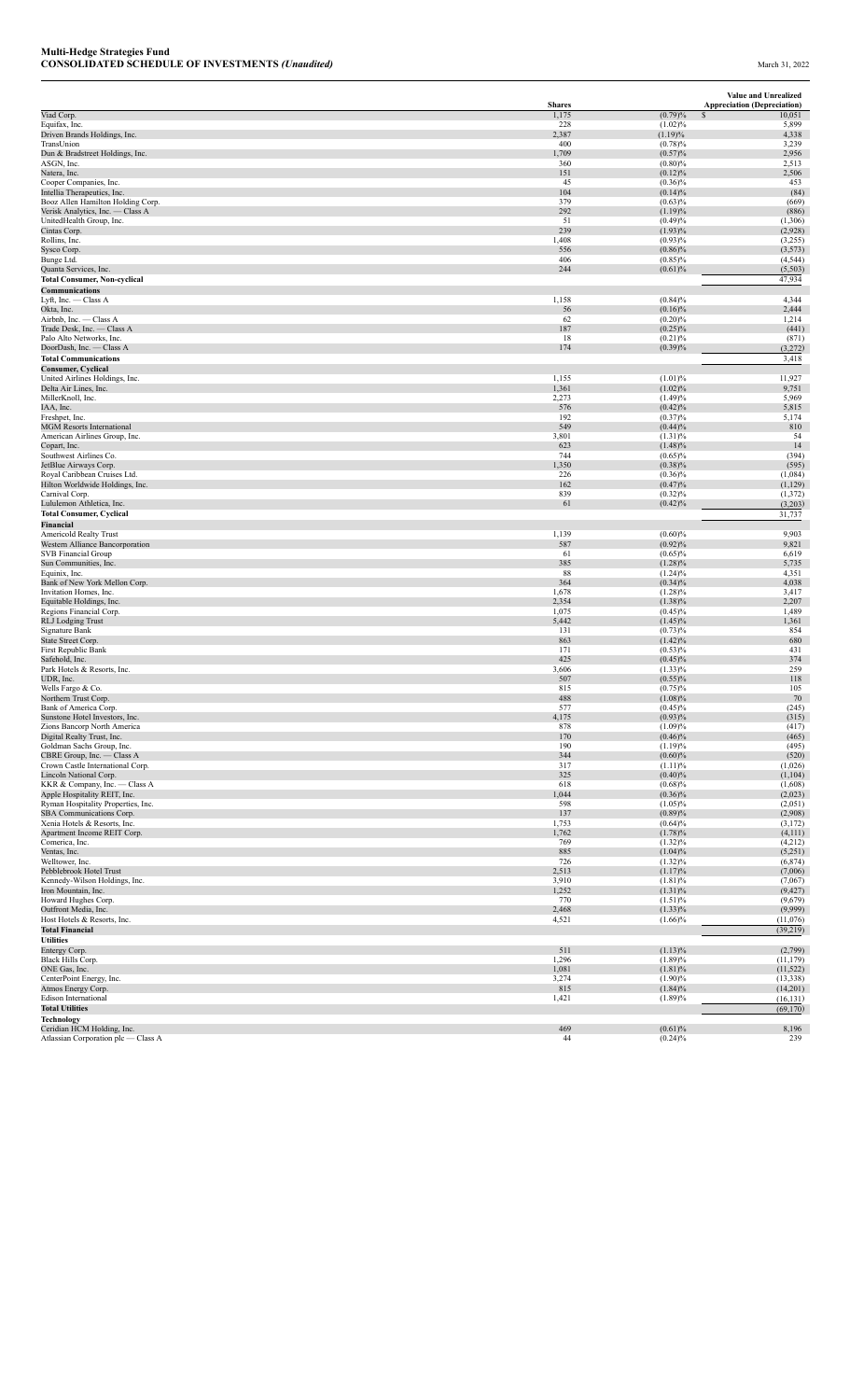**Multi-Hedge Strategies Fund**
**CONSOLIDATED SCHEDULE OF INVESTMENTS** *(Unaudited)*

March 31, 2022

| | Shares | | Value and Unrealized Appreciation (Depreciation) |
|---|---|---|---|
| Viad Corp. | 1,175 | (0.79)% | $ 10,051 |
| Equifax, Inc. | 228 | (1.02)% | 5,899 |
| Driven Brands Holdings, Inc. | 2,387 | (1.19)% | 4,338 |
| TransUnion | 400 | (0.78)% | 3,239 |
| Dun & Bradstreet Holdings, Inc. | 1,709 | (0.57)% | 2,956 |
| ASGN, Inc. | 360 | (0.80)% | 2,513 |
| Natera, Inc. | 151 | (0.12)% | 2,506 |
| Cooper Companies, Inc. | 45 | (0.36)% | 453 |
| Intellia Therapeutics, Inc. | 104 | (0.14)% | (84) |
| Booz Allen Hamilton Holding Corp. | 379 | (0.63)% | (669) |
| Verisk Analytics, Inc. — Class A | 292 | (1.19)% | (886) |
| UnitedHealth Group, Inc. | 51 | (0.49)% | (1,306) |
| Cintas Corp. | 239 | (1.93)% | (2,928) |
| Rollins, Inc. | 1,408 | (0.93)% | (3,255) |
| Sysco Corp. | 556 | (0.86)% | (3,573) |
| Bunge Ltd. | 406 | (0.85)% | (4,544) |
| Quanta Services, Inc. | 244 | (0.61)% | (5,503) |
| **Total Consumer, Non-cyclical** | | | 47,934 |
| **Communications** | | | |
| Lyft, Inc. — Class A | 1,158 | (0.84)% | 4,344 |
| Okta, Inc. | 56 | (0.16)% | 2,444 |
| Airbnb, Inc. — Class A | 62 | (0.20)% | 1,214 |
| Trade Desk, Inc. — Class A | 187 | (0.25)% | (441) |
| Palo Alto Networks, Inc. | 18 | (0.21)% | (871) |
| DoorDash, Inc. — Class A | 174 | (0.39)% | (3,272) |
| **Total Communications** | | | 3,418 |
| **Consumer, Cyclical** | | | |
| United Airlines Holdings, Inc. | 1,155 | (1.01)% | 11,927 |
| Delta Air Lines, Inc. | 1,361 | (1.02)% | 9,751 |
| MillerKnoll, Inc. | 2,273 | (1.49)% | 5,969 |
| IAA, Inc. | 576 | (0.42)% | 5,815 |
| Freshpet, Inc. | 192 | (0.37)% | 5,174 |
| MGM Resorts International | 549 | (0.44)% | 810 |
| American Airlines Group, Inc. | 3,801 | (1.31)% | 54 |
| Copart, Inc. | 623 | (1.48)% | 14 |
| Southwest Airlines Co. | 744 | (0.65)% | (394) |
| JetBlue Airways Corp. | 1,350 | (0.38)% | (595) |
| Royal Caribbean Cruises Ltd. | 226 | (0.36)% | (1,084) |
| Hilton Worldwide Holdings, Inc. | 162 | (0.47)% | (1,129) |
| Carnival Corp. | 839 | (0.32)% | (1,372) |
| Lululemon Athletica, Inc. | 61 | (0.42)% | (3,203) |
| **Total Consumer, Cyclical** | | | 31,737 |
| **Financial** | | | |
| Americold Realty Trust | 1,139 | (0.60)% | 9,903 |
| Western Alliance Bancorporation | 587 | (0.92)% | 9,821 |
| SVB Financial Group | 61 | (0.65)% | 6,619 |
| Sun Communities, Inc. | 385 | (1.28)% | 5,735 |
| Equinix, Inc. | 88 | (1.24)% | 4,351 |
| Bank of New York Mellon Corp. | 364 | (0.34)% | 4,038 |
| Invitation Homes, Inc. | 1,678 | (1.28)% | 3,417 |
| Equitable Holdings, Inc. | 2,354 | (1.38)% | 2,207 |
| Regions Financial Corp. | 1,075 | (0.45)% | 1,489 |
| RLJ Lodging Trust | 5,442 | (1.45)% | 1,361 |
| Signature Bank | 131 | (0.73)% | 854 |
| State Street Corp. | 863 | (1.42)% | 680 |
| First Republic Bank | 171 | (0.53)% | 431 |
| Safehold, Inc. | 425 | (0.45)% | 374 |
| Park Hotels & Resorts, Inc. | 3,606 | (1.33)% | 259 |
| UDR, Inc. | 507 | (0.55)% | 118 |
| Wells Fargo & Co. | 815 | (0.75)% | 105 |
| Northern Trust Corp. | 488 | (1.08)% | 70 |
| Bank of America Corp. | 577 | (0.45)% | (245) |
| Sunstone Hotel Investors, Inc. | 4,175 | (0.93)% | (315) |
| Zions Bancorp North America | 878 | (1.09)% | (417) |
| Digital Realty Trust, Inc. | 170 | (0.46)% | (465) |
| Goldman Sachs Group, Inc. | 190 | (1.19)% | (495) |
| CBRE Group, Inc. — Class A | 344 | (0.60)% | (520) |
| Crown Castle International Corp. | 317 | (1.11)% | (1,026) |
| Lincoln National Corp. | 325 | (0.40)% | (1,104) |
| KKR & Company, Inc. — Class A | 618 | (0.68)% | (1,608) |
| Apple Hospitality REIT, Inc. | 1,044 | (0.36)% | (2,023) |
| Ryman Hospitality Properties, Inc. | 598 | (1.05)% | (2,051) |
| SBA Communications Corp. | 137 | (0.89)% | (2,908) |
| Xenia Hotels & Resorts, Inc. | 1,753 | (0.64)% | (3,172) |
| Apartment Income REIT Corp. | 1,762 | (1.78)% | (4,111) |
| Comerica, Inc. | 769 | (1.32)% | (4,212) |
| Ventas, Inc. | 885 | (1.04)% | (5,251) |
| Welltower, Inc. | 726 | (1.32)% | (6,874) |
| Pebblebrook Hotel Trust | 2,513 | (1.17)% | (7,006) |
| Kennedy-Wilson Holdings, Inc. | 3,910 | (1.81)% | (7,067) |
| Iron Mountain, Inc. | 1,252 | (1.31)% | (9,427) |
| Howard Hughes Corp. | 770 | (1.51)% | (9,679) |
| Outfront Media, Inc. | 2,468 | (1.33)% | (9,999) |
| Host Hotels & Resorts, Inc. | 4,521 | (1.66)% | (11,076) |
| **Total Financial** | | | (39,219) |
| **Utilities** | | | |
| Entergy Corp. | 511 | (1.13)% | (2,799) |
| Black Hills Corp. | 1,296 | (1.89)% | (11,179) |
| ONE Gas, Inc. | 1,081 | (1.81)% | (11,522) |
| CenterPoint Energy, Inc. | 3,274 | (1.90)% | (13,338) |
| Atmos Energy Corp. | 815 | (1.84)% | (14,201) |
| Edison International | 1,421 | (1.89)% | (16,131) |
| **Total Utilities** | | | (69,170) |
| **Technology** | | | |
| Ceridian HCM Holding, Inc. | 469 | (0.61)% | 8,196 |
| Atlassian Corporation plc — Class A | 44 | (0.24)% | 239 |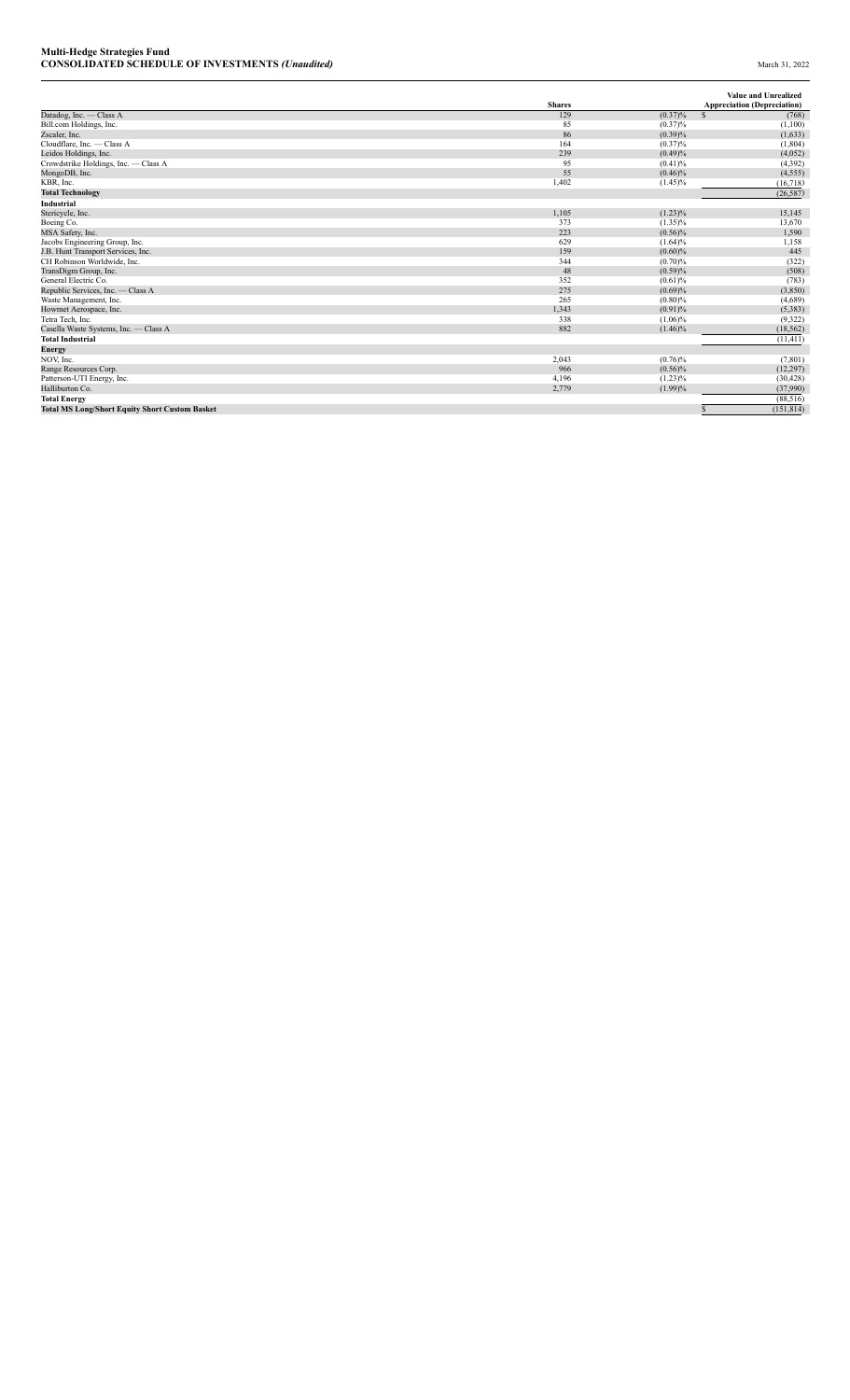**Multi-Hedge Strategies Fund**
**CONSOLIDATED SCHEDULE OF INVESTMENTS *(Unaudited)*** March 31, 2022

| | Shares | | Value and Unrealized Appreciation (Depreciation) |
|---|---|---|---|
| Datadog, Inc. — Class A | 129 | (0.37)% | $ (768) |
| Bill.com Holdings, Inc. | 85 | (0.37)% | (1,100) |
| Zscaler, Inc. | 86 | (0.39)% | (1,633) |
| Cloudflare, Inc. — Class A | 164 | (0.37)% | (1,804) |
| Leidos Holdings, Inc. | 239 | (0.49)% | (4,052) |
| Crowdstrike Holdings, Inc. — Class A | 95 | (0.41)% | (4,392) |
| MongoDB, Inc. | 55 | (0.46)% | (4,555) |
| KBR, Inc. | 1,402 | (1.45)% | (16,718) |
| **Total Technology** | | | (26,587) |
| **Industrial** | | | |
| Stericycle, Inc. | 1,105 | (1.23)% | 15,145 |
| Boeing Co. | 373 | (1.35)% | 13,670 |
| MSA Safety, Inc. | 223 | (0.56)% | 1,590 |
| Jacobs Engineering Group, Inc. | 629 | (1.64)% | 1,158 |
| J.B. Hunt Transport Services, Inc. | 159 | (0.60)% | 445 |
| CH Robinson Worldwide, Inc. | 344 | (0.70)% | (322) |
| TransDigm Group, Inc. | 48 | (0.59)% | (508) |
| General Electric Co. | 352 | (0.61)% | (783) |
| Republic Services, Inc. — Class A | 275 | (0.69)% | (3,850) |
| Waste Management, Inc. | 265 | (0.80)% | (4,689) |
| Howmet Aerospace, Inc. | 1,343 | (0.91)% | (5,383) |
| Tetra Tech, Inc. | 338 | (1.06)% | (9,322) |
| Casella Waste Systems, Inc. — Class A | 882 | (1.46)% | (18,562) |
| **Total Industrial** | | | (11,411) |
| **Energy** | | | |
| NOV, Inc. | 2,043 | (0.76)% | (7,801) |
| Range Resources Corp. | 966 | (0.56)% | (12,297) |
| Patterson-UTI Energy, Inc. | 4,196 | (1.23)% | (30,428) |
| Halliburton Co. | 2,779 | (1.99)% | (37,990) |
| **Total Energy** | | | (88,516) |
| **Total MS Long/Short Equity Short Custom Basket** | | | $ (151,814) |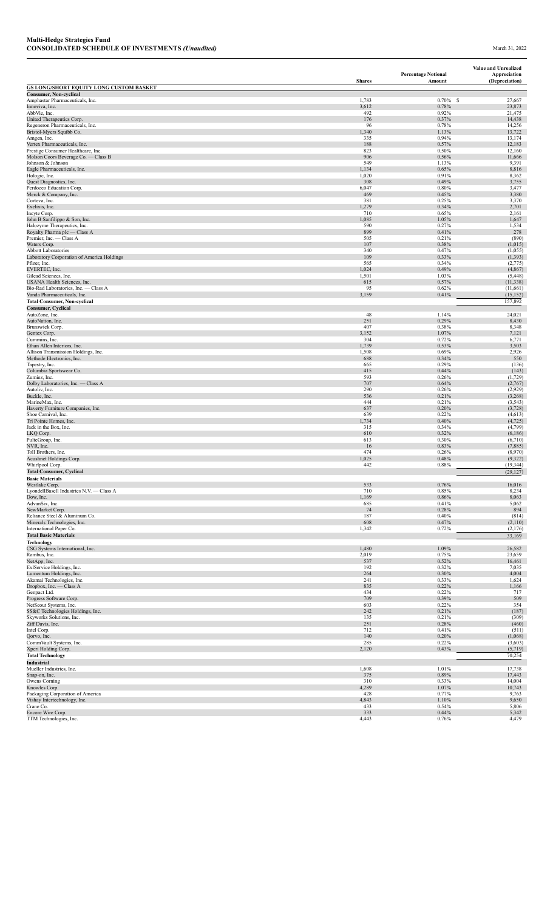**Multi-Hedge Strategies Fund**
**CONSOLIDATED SCHEDULE OF INVESTMENTS *(Unaudited)*** March 31, 2022

| | Shares | Percentage Notional Amount | Value and Unrealized Appreciation (Depreciation) |
|---|---|---|---|
| **GS LONG/SHORT EQUITY LONG CUSTOM BASKET** | | | |
| **Consumer, Non-cyclical** | | | |
| Amphastar Pharmaceuticals, Inc. | 1,783 | 0.70% | $ 27,667 |
| Innoviva, Inc. | 3,612 | 0.78% | 23,873 |
| AbbVie, Inc. | 492 | 0.92% | 21,475 |
| United Therapeutics Corp. | 176 | 0.37% | 14,438 |
| Regeneron Pharmaceuticals, Inc. | 96 | 0.78% | 14,256 |
| Bristol-Myers Squibb Co. | 1,340 | 1.13% | 13,722 |
| Amgen, Inc. | 335 | 0.94% | 13,174 |
| Vertex Pharmaceuticals, Inc. | 188 | 0.57% | 12,183 |
| Prestige Consumer Healthcare, Inc. | 823 | 0.50% | 12,160 |
| Molson Coors Beverage Co. — Class B | 906 | 0.56% | 11,666 |
| Johnson & Johnson | 549 | 1.13% | 9,391 |
| Eagle Pharmaceuticals, Inc. | 1,134 | 0.65% | 8,816 |
| Hologic, Inc. | 1,020 | 0.91% | 8,362 |
| Quest Diagnostics, Inc. | 308 | 0.49% | 3,755 |
| Perdoceo Education Corp. | 6,047 | 0.80% | 3,477 |
| Merck & Company, Inc. | 469 | 0.45% | 3,380 |
| Corteva, Inc. | 381 | 0.25% | 3,370 |
| Exelixis, Inc. | 1,279 | 0.34% | 2,701 |
| Incyte Corp. | 710 | 0.65% | 2,161 |
| John B Sanfilippo & Son, Inc. | 1,085 | 1.05% | 1,647 |
| Halozyme Therapeutics, Inc. | 590 | 0.27% | 1,534 |
| Royalty Pharma plc — Class A | 899 | 0.41% | 278 |
| Premier, Inc. — Class A | 505 | 0.21% | (890) |
| Waters Corp. | 107 | 0.38% | (1,015) |
| Abbott Laboratories | 340 | 0.47% | (1,055) |
| Laboratory Corporation of America Holdings | 109 | 0.33% | (1,393) |
| Pfizer, Inc. | 565 | 0.34% | (2,775) |
| EVERTEC, Inc. | 1,024 | 0.49% | (4,867) |
| Gilead Sciences, Inc. | 1,501 | 1.03% | (5,448) |
| USANA Health Sciences, Inc. | 615 | 0.57% | (11,338) |
| Bio-Rad Laboratories, Inc. — Class A | 95 | 0.62% | (11,661) |
| Vanda Pharmaceuticals, Inc. | 3,159 | 0.41% | (15,152) |
| **Total Consumer, Non-cyclical** | | | 157,892 |
| **Consumer, Cyclical** | | | |
| AutoZone, Inc. | 48 | 1.14% | 24,021 |
| AutoNation, Inc. | 251 | 0.29% | 8,430 |
| Brunswick Corp. | 407 | 0.38% | 8,348 |
| Gentex Corp. | 3,152 | 1.07% | 7,121 |
| Cummins, Inc. | 304 | 0.72% | 6,771 |
| Ethan Allen Interiors, Inc. | 1,739 | 0.53% | 3,503 |
| Allison Transmission Holdings, Inc. | 1,508 | 0.69% | 2,926 |
| Methode Electronics, Inc. | 688 | 0.34% | 550 |
| Tapestry, Inc. | 665 | 0.29% | (136) |
| Columbia Sportswear Co. | 415 | 0.44% | (143) |
| Zumiez, Inc. | 593 | 0.26% | (1,729) |
| Dolby Laboratories, Inc. — Class A | 707 | 0.64% | (2,767) |
| Autoliv, Inc. | 290 | 0.26% | (2,929) |
| Buckle, Inc. | 536 | 0.21% | (3,268) |
| MarineMax, Inc. | 444 | 0.21% | (3,543) |
| Haverty Furniture Companies, Inc. | 637 | 0.20% | (3,728) |
| Shoe Carnival, Inc. | 639 | 0.22% | (4,613) |
| Tri Pointe Homes, Inc. | 1,734 | 0.40% | (4,725) |
| Jack in the Box, Inc. | 315 | 0.34% | (4,799) |
| LKQ Corp. | 610 | 0.32% | (6,186) |
| PulteGroup, Inc. | 613 | 0.30% | (6,710) |
| NVR, Inc. | 16 | 0.83% | (7,885) |
| Toll Brothers, Inc. | 474 | 0.26% | (8,970) |
| Acushnet Holdings Corp. | 1,025 | 0.48% | (9,322) |
| Whirlpool Corp. | 442 | 0.88% | (19,344) |
| **Total Consumer, Cyclical** | | | (29,127) |
| **Basic Materials** | | | |
| Westlake Corp. | 533 | 0.76% | 16,016 |
| LyondellBasell Industries N.V. — Class A | 710 | 0.85% | 8,234 |
| Dow, Inc. | 1,169 | 0.86% | 8,063 |
| AdvanSix, Inc. | 685 | 0.41% | 5,062 |
| NewMarket Corp. | 74 | 0.28% | 894 |
| Reliance Steel & Aluminum Co. | 187 | 0.40% | (814) |
| Minerals Technologies, Inc. | 608 | 0.47% | (2,110) |
| International Paper Co. | 1,342 | 0.72% | (2,176) |
| **Total Basic Materials** | | | 33,169 |
| **Technology** | | | |
| CSG Systems International, Inc. | 1,480 | 1.09% | 26,582 |
| Rambus, Inc. | 2,019 | 0.75% | 23,659 |
| NetApp, Inc. | 537 | 0.52% | 16,461 |
| ExlService Holdings, Inc. | 192 | 0.32% | 7,035 |
| Lumentum Holdings, Inc. | 264 | 0.30% | 4,004 |
| Akamai Technologies, Inc. | 241 | 0.33% | 1,624 |
| Dropbox, Inc. — Class A | 835 | 0.22% | 1,166 |
| Genpact Ltd. | 434 | 0.22% | 717 |
| Progress Software Corp. | 709 | 0.39% | 509 |
| NetScout Systems, Inc. | 603 | 0.22% | 354 |
| SS&C Technologies Holdings, Inc. | 242 | 0.21% | (187) |
| Skyworks Solutions, Inc. | 135 | 0.21% | (309) |
| Ziff Davis, Inc. | 251 | 0.28% | (460) |
| Intel Corp. | 712 | 0.41% | (511) |
| Qorvo, Inc. | 140 | 0.20% | (1,068) |
| CommVault Systems, Inc. | 285 | 0.22% | (3,603) |
| Xperi Holding Corp. | 2,120 | 0.43% | (5,719) |
| **Total Technology** | | | 70,254 |
| **Industrial** | | | |
| Mueller Industries, Inc. | 1,608 | 1.01% | 17,738 |
| Snap-on, Inc. | 375 | 0.89% | 17,443 |
| Owens Corning | 310 | 0.33% | 14,004 |
| Knowles Corp. | 4,289 | 1.07% | 10,743 |
| Packaging Corporation of America | 428 | 0.77% | 9,763 |
| Vishay Intertechnology, Inc. | 4,843 | 1.10% | 9,650 |
| Crane Co. | 433 | 0.54% | 5,806 |
| Encore Wire Corp. | 333 | 0.44% | 5,342 |
| TTM Technologies, Inc. | 4,443 | 0.76% | 4,479 |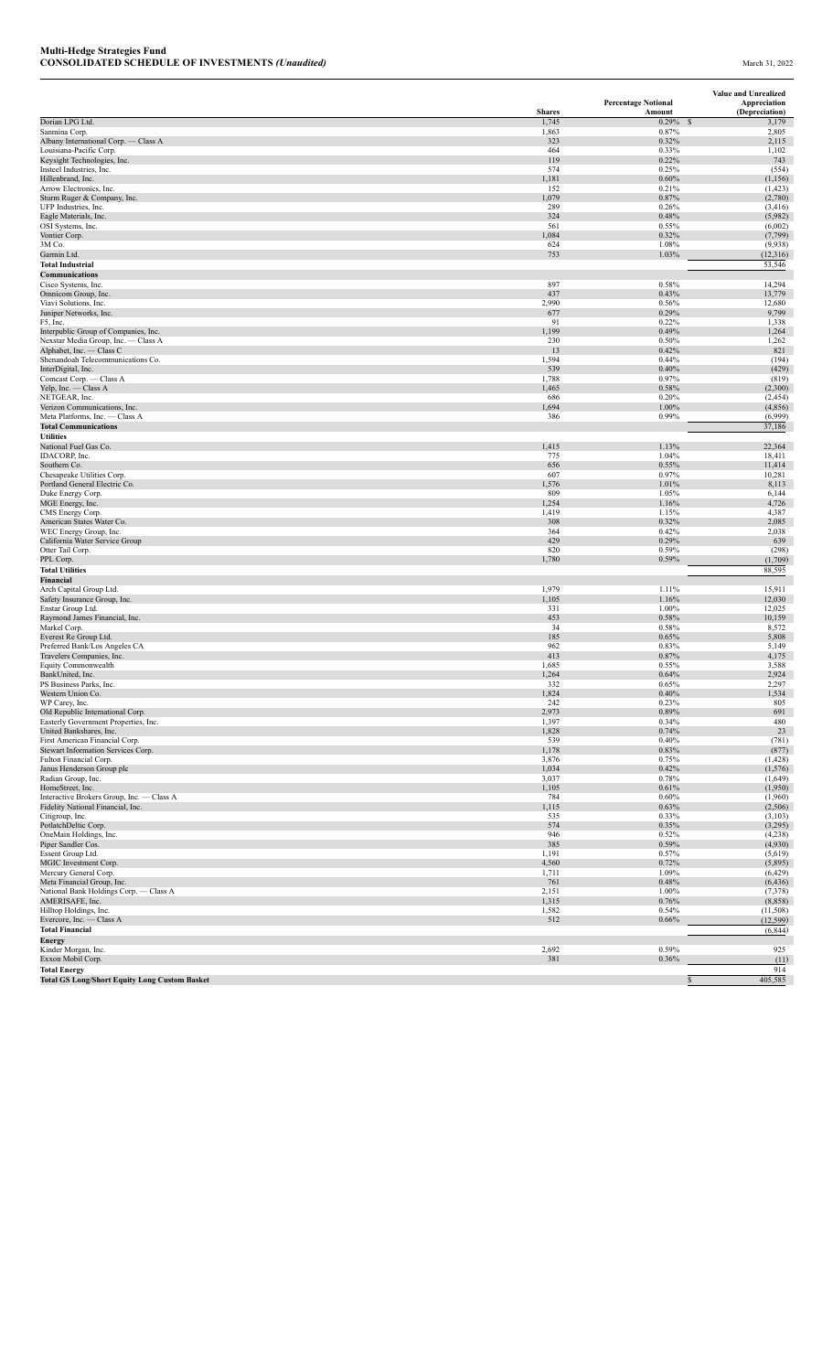**Multi-Hedge Strategies Fund**
**CONSOLIDATED SCHEDULE OF INVESTMENTS** *(Unaudited)*

March 31, 2022

| | Shares | Percentage Notional Amount | Value and Unrealized Appreciation (Depreciation) |
|---|---|---|---|
| Dorian LPG Ltd. | 1,745 | 0.29% | $ 3,179 |
| Sanmina Corp. | 1,863 | 0.87% | 2,805 |
| Albany International Corp. — Class A | 323 | 0.32% | 2,115 |
| Louisiana-Pacific Corp. | 464 | 0.33% | 1,102 |
| Keysight Technologies, Inc. | 119 | 0.22% | 743 |
| Insteel Industries, Inc. | 574 | 0.25% | (554) |
| Hillenbrand, Inc. | 1,181 | 0.60% | (1,156) |
| Arrow Electronics, Inc. | 152 | 0.21% | (1,423) |
| Sturm Ruger & Company, Inc. | 1,079 | 0.87% | (2,780) |
| UFP Industries, Inc. | 289 | 0.26% | (3,416) |
| Eagle Materials, Inc. | 324 | 0.48% | (5,982) |
| OSI Systems, Inc. | 561 | 0.55% | (6,002) |
| Vontier Corp. | 1,084 | 0.32% | (7,799) |
| 3M Co. | 624 | 1.08% | (9,938) |
| Garmin Ltd. | 753 | 1.03% | (12,316) |
| **Total Industrial** | | | 53,546 |
| **Communications** | | | |
| Cisco Systems, Inc. | 897 | 0.58% | 14,294 |
| Omnicom Group, Inc. | 437 | 0.43% | 13,779 |
| Viavi Solutions, Inc. | 2,990 | 0.56% | 12,680 |
| Juniper Networks, Inc. | 677 | 0.29% | 9,799 |
| F5, Inc. | 91 | 0.22% | 1,338 |
| Interpublic Group of Companies, Inc. | 1,199 | 0.49% | 1,264 |
| Nexstar Media Group, Inc. — Class A | 230 | 0.50% | 1,262 |
| Alphabet, Inc. — Class C | 13 | 0.42% | 821 |
| Shenandoah Telecommunications Co. | 1,594 | 0.44% | (194) |
| InterDigital, Inc. | 539 | 0.40% | (429) |
| Comcast Corp. — Class A | 1,788 | 0.97% | (819) |
| Yelp, Inc. — Class A | 1,465 | 0.58% | (2,300) |
| NETGEAR, Inc. | 686 | 0.20% | (2,454) |
| Verizon Communications, Inc. | 1,694 | 1.00% | (4,856) |
| Meta Platforms, Inc. — Class A | 386 | 0.99% | (6,999) |
| **Total Communications** | | | 37,186 |
| **Utilities** | | | |
| National Fuel Gas Co. | 1,415 | 1.13% | 22,364 |
| IDACORP, Inc. | 775 | 1.04% | 18,411 |
| Southern Co. | 656 | 0.55% | 11,414 |
| Chesapeake Utilities Corp. | 607 | 0.97% | 10,281 |
| Portland General Electric Co. | 1,576 | 1.01% | 8,113 |
| Duke Energy Corp. | 809 | 1.05% | 6,144 |
| MGE Energy, Inc. | 1,254 | 1.16% | 4,726 |
| CMS Energy Corp. | 1,419 | 1.15% | 4,387 |
| American States Water Co. | 308 | 0.32% | 2,085 |
| WEC Energy Group, Inc. | 364 | 0.42% | 2,038 |
| California Water Service Group | 429 | 0.29% | 639 |
| Otter Tail Corp. | 820 | 0.59% | (298) |
| PPL Corp. | 1,780 | 0.59% | (1,709) |
| **Total Utilities** | | | 88,595 |
| **Financial** | | | |
| Arch Capital Group Ltd. | 1,979 | 1.11% | 15,911 |
| Safety Insurance Group, Inc. | 1,105 | 1.16% | 12,030 |
| Enstar Group Ltd. | 331 | 1.00% | 12,025 |
| Raymond James Financial, Inc. | 453 | 0.58% | 10,159 |
| Markel Corp. | 34 | 0.58% | 8,572 |
| Everest Re Group Ltd. | 185 | 0.65% | 5,808 |
| Preferred Bank/Los Angeles CA | 962 | 0.83% | 5,149 |
| Travelers Companies, Inc. | 413 | 0.87% | 4,175 |
| Equity Commonwealth | 1,685 | 0.55% | 3,588 |
| BankUnited, Inc. | 1,264 | 0.64% | 2,924 |
| PS Business Parks, Inc. | 332 | 0.65% | 2,297 |
| Western Union Co. | 1,824 | 0.40% | 1,534 |
| WP Carey, Inc. | 242 | 0.23% | 805 |
| Old Republic International Corp. | 2,973 | 0.89% | 691 |
| Easterly Government Properties, Inc. | 1,397 | 0.34% | 480 |
| United Bankshares, Inc. | 1,828 | 0.74% | 23 |
| First American Financial Corp. | 539 | 0.40% | (781) |
| Stewart Information Services Corp. | 1,178 | 0.83% | (877) |
| Fulton Financial Corp. | 3,876 | 0.75% | (1,428) |
| Janus Henderson Group plc | 1,034 | 0.42% | (1,576) |
| Radian Group, Inc. | 3,037 | 0.78% | (1,649) |
| HomeStreet, Inc. | 1,105 | 0.61% | (1,950) |
| Interactive Brokers Group, Inc. — Class A | 784 | 0.60% | (1,960) |
| Fidelity National Financial, Inc. | 1,115 | 0.63% | (2,506) |
| Citigroup, Inc. | 535 | 0.33% | (3,103) |
| PotlatchDeltic Corp. | 574 | 0.35% | (3,295) |
| OneMain Holdings, Inc. | 946 | 0.52% | (4,238) |
| Piper Sandler Cos. | 385 | 0.59% | (4,930) |
| Essent Group Ltd. | 1,191 | 0.57% | (5,619) |
| MGIC Investment Corp. | 4,560 | 0.72% | (5,895) |
| Mercury General Corp. | 1,711 | 1.09% | (6,429) |
| Meta Financial Group, Inc. | 761 | 0.48% | (6,436) |
| National Bank Holdings Corp. — Class A | 2,151 | 1.00% | (7,378) |
| AMERISAFE, Inc. | 1,315 | 0.76% | (8,858) |
| Hilltop Holdings, Inc. | 1,582 | 0.54% | (11,508) |
| Evercore, Inc. — Class A | 512 | 0.66% | (12,599) |
| **Total Financial** | | | (6,844) |
| **Energy** | | | |
| Kinder Morgan, Inc. | 2,692 | 0.59% | 925 |
| Exxon Mobil Corp. | 381 | 0.36% | (11) |
| **Total Energy** | | | 914 |
| **Total GS Long/Short Equity Long Custom Basket** | | | $ 405,585 |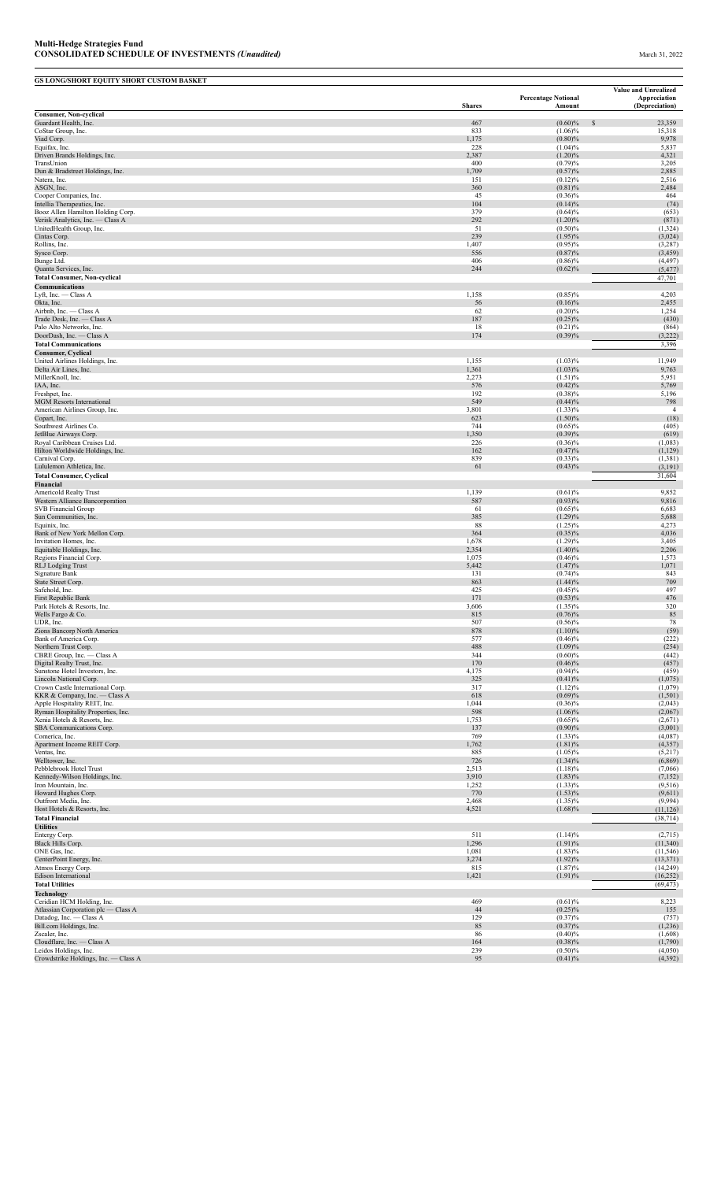**Multi-Hedge Strategies Fund**
**CONSOLIDATED SCHEDULE OF INVESTMENTS *(Unaudited)*** March 31, 2022

**GS LONG/SHORT EQUITY SHORT CUSTOM BASKET**

| | Shares | Percentage Notional Amount | Value and Unrealized Appreciation (Depreciation) |
|---|---|---|---|
| **Consumer, Non-cyclical** | | | |
| Guardant Health, Inc. | 467 | (0.60)% | $ 23,359 |
| CoStar Group, Inc. | 833 | (1.06)% | 15,318 |
| Viad Corp. | 1,175 | (0.80)% | 9,978 |
| Equifax, Inc. | 228 | (1.04)% | 5,837 |
| Driven Brands Holdings, Inc. | 2,387 | (1.20)% | 4,321 |
| TransUnion | 400 | (0.79)% | 3,205 |
| Dun & Bradstreet Holdings, Inc. | 1,709 | (0.57)% | 2,885 |
| Natera, Inc. | 151 | (0.12)% | 2,516 |
| ASGN, Inc. | 360 | (0.81)% | 2,484 |
| Cooper Companies, Inc. | 45 | (0.36)% | 464 |
| Intellia Therapeutics, Inc. | 104 | (0.14)% | (74) |
| Booz Allen Hamilton Holding Corp. | 379 | (0.64)% | (653) |
| Verisk Analytics, Inc. — Class A | 292 | (1.20)% | (871) |
| UnitedHealth Group, Inc. | 51 | (0.50)% | (1,324) |
| Cintas Corp. | 239 | (1.95)% | (3,024) |
| Rollins, Inc. | 1,407 | (0.95)% | (3,287) |
| Sysco Corp. | 556 | (0.87)% | (3,459) |
| Bunge Ltd. | 406 | (0.86)% | (4,497) |
| Quanta Services, Inc. | 244 | (0.62)% | (5,477) |
| **Total Consumer, Non-cyclical** | | | 47,701 |
| **Communications** | | | |
| Lyft, Inc. — Class A | 1,158 | (0.85)% | 4,203 |
| Okta, Inc. | 56 | (0.16)% | 2,455 |
| Airbnb, Inc. — Class A | 62 | (0.20)% | 1,254 |
| Trade Desk, Inc. — Class A | 187 | (0.25)% | (430) |
| Palo Alto Networks, Inc. | 18 | (0.21)% | (864) |
| DoorDash, Inc. — Class A | 174 | (0.39)% | (3,222) |
| **Total Communications** | | | 3,396 |
| **Consumer, Cyclical** | | | |
| United Airlines Holdings, Inc. | 1,155 | (1.03)% | 11,949 |
| Delta Air Lines, Inc. | 1,361 | (1.03)% | 9,763 |
| MillerKnoll, Inc. | 2,273 | (1.51)% | 5,951 |
| IAA, Inc. | 576 | (0.42)% | 5,769 |
| Freshpet, Inc. | 192 | (0.38)% | 5,196 |
| MGM Resorts International | 549 | (0.44)% | 798 |
| American Airlines Group, Inc. | 3,801 | (1.33)% | 4 |
| Copart, Inc. | 623 | (1.50)% | (18) |
| Southwest Airlines Co. | 744 | (0.65)% | (405) |
| JetBlue Airways Corp. | 1,350 | (0.39)% | (619) |
| Royal Caribbean Cruises Ltd. | 226 | (0.36)% | (1,083) |
| Hilton Worldwide Holdings, Inc. | 162 | (0.47)% | (1,129) |
| Carnival Corp. | 839 | (0.33)% | (1,381) |
| Lululemon Athletica, Inc. | 61 | (0.43)% | (3,191) |
| **Total Consumer, Cyclical** | | | 31,604 |
| **Financial** | | | |
| Americold Realty Trust | 1,139 | (0.61)% | 9,852 |
| Western Alliance Bancorporation | 587 | (0.93)% | 9,816 |
| SVB Financial Group | 61 | (0.65)% | 6,683 |
| Sun Communities, Inc. | 385 | (1.29)% | 5,688 |
| Equinix, Inc. | 88 | (1.25)% | 4,273 |
| Bank of New York Mellon Corp. | 364 | (0.35)% | 4,036 |
| Invitation Homes, Inc. | 1,678 | (1.29)% | 3,405 |
| Equitable Holdings, Inc. | 2,354 | (1.40)% | 2,206 |
| Regions Financial Corp. | 1,075 | (0.46)% | 1,573 |
| RLJ Lodging Trust | 5,442 | (1.47)% | 1,071 |
| Signature Bank | 131 | (0.74)% | 843 |
| State Street Corp. | 863 | (1.44)% | 709 |
| Safehold, Inc. | 425 | (0.45)% | 497 |
| First Republic Bank | 171 | (0.53)% | 476 |
| Park Hotels & Resorts, Inc. | 3,606 | (1.35)% | 320 |
| Wells Fargo & Co. | 815 | (0.76)% | 85 |
| UDR, Inc. | 507 | (0.56)% | 78 |
| Zions Bancorp North America | 878 | (1.10)% | (59) |
| Bank of America Corp. | 577 | (0.46)% | (222) |
| Northern Trust Corp. | 488 | (1.09)% | (254) |
| CBRE Group, Inc. — Class A | 344 | (0.60)% | (442) |
| Digital Realty Trust, Inc. | 170 | (0.46)% | (457) |
| Sunstone Hotel Investors, Inc. | 4,175 | (0.94)% | (459) |
| Lincoln National Corp. | 325 | (0.41)% | (1,075) |
| Crown Castle International Corp. | 317 | (1.12)% | (1,079) |
| KKR & Company, Inc. — Class A | 618 | (0.69)% | (1,501) |
| Apple Hospitality REIT, Inc. | 1,044 | (0.36)% | (2,043) |
| Ryman Hospitality Properties, Inc. | 598 | (1.06)% | (2,067) |
| Xenia Hotels & Resorts, Inc. | 1,753 | (0.65)% | (2,671) |
| SBA Communications Corp. | 137 | (0.90)% | (3,001) |
| Comerica, Inc. | 769 | (1.33)% | (4,087) |
| Apartment Income REIT Corp. | 1,762 | (1.81)% | (4,357) |
| Ventas, Inc. | 885 | (1.05)% | (5,217) |
| Welltower, Inc. | 726 | (1.34)% | (6,869) |
| Pebblebrook Hotel Trust | 2,513 | (1.18)% | (7,066) |
| Kennedy-Wilson Holdings, Inc. | 3,910 | (1.83)% | (7,152) |
| Iron Mountain, Inc. | 1,252 | (1.33)% | (9,516) |
| Howard Hughes Corp. | 770 | (1.53)% | (9,611) |
| Outfront Media, Inc. | 2,468 | (1.35)% | (9,994) |
| Host Hotels & Resorts, Inc. | 4,521 | (1.68)% | (11,126) |
| **Total Financial** | | | (38,714) |
| **Utilities** | | | |
| Entergy Corp. | 511 | (1.14)% | (2,715) |
| Black Hills Corp. | 1,296 | (1.91)% | (11,340) |
| ONE Gas, Inc. | 1,081 | (1.83)% | (11,546) |
| CenterPoint Energy, Inc. | 3,274 | (1.92)% | (13,371) |
| Atmos Energy Corp. | 815 | (1.87)% | (14,249) |
| Edison International | 1,421 | (1.91)% | (16,252) |
| **Total Utilities** | | | (69,473) |
| **Technology** | | | |
| Ceridian HCM Holding, Inc. | 469 | (0.61)% | 8,223 |
| Atlassian Corporation plc — Class A | 44 | (0.25)% | 155 |
| Datadog, Inc. — Class A | 129 | (0.37)% | (757) |
| Bill.com Holdings, Inc. | 85 | (0.37)% | (1,236) |
| Zscaler, Inc. | 86 | (0.40)% | (1,608) |
| Cloudflare, Inc. — Class A | 164 | (0.38)% | (1,790) |
| Leidos Holdings, Inc. | 239 | (0.50)% | (4,050) |
| Crowdstrike Holdings, Inc. — Class A | 95 | (0.41)% | (4,392) |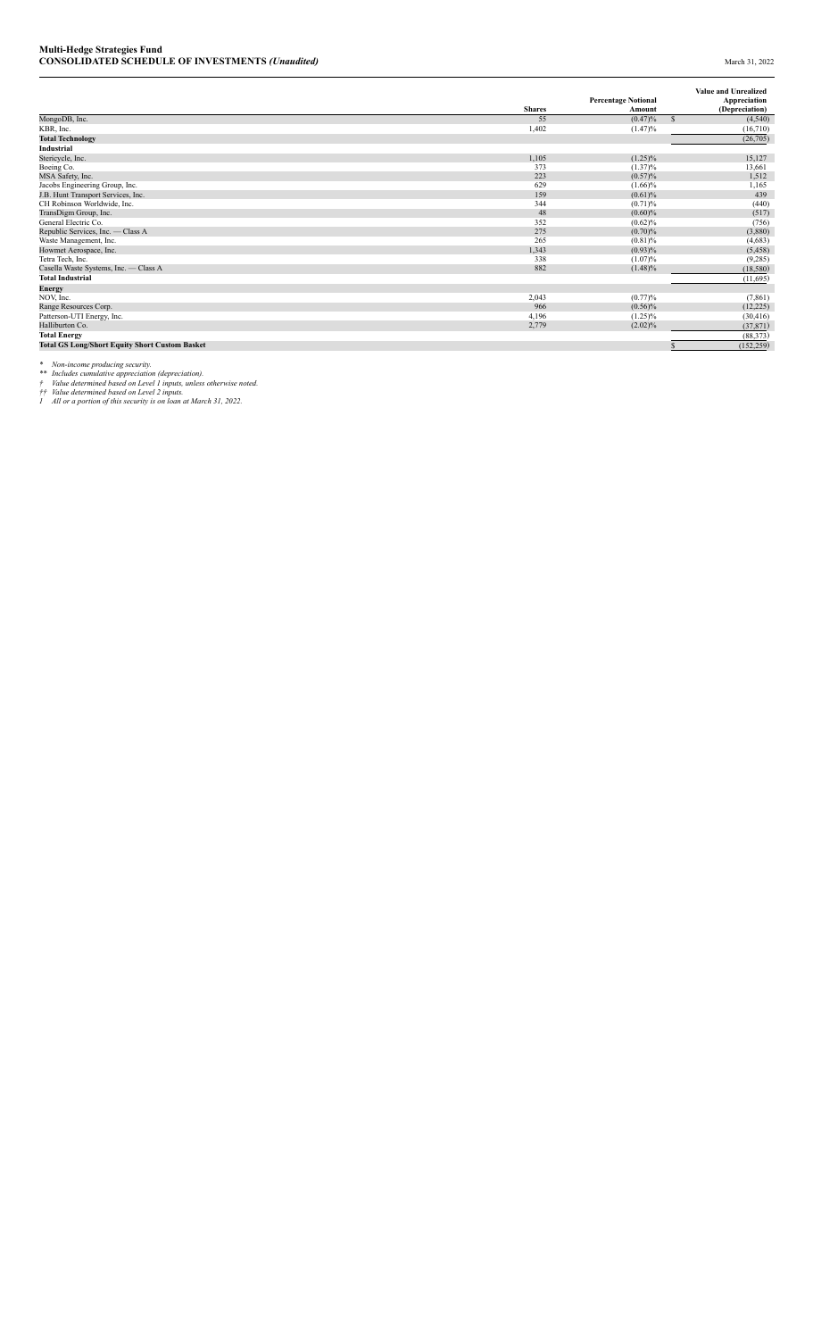**Multi-Hedge Strategies Fund**
**CONSOLIDATED SCHEDULE OF INVESTMENTS** *(Unaudited)*

March 31, 2022

| | Shares | Percentage Notional Amount | Value and Unrealized Appreciation (Depreciation) |
|---|---|---|---|
| MongoDB, Inc. | 55 | (0.47)% | $ (4,540) |
| KBR, Inc. | 1,402 | (1.47)% | (16,710) |
| **Total Technology** | | | (26,705) |
| **Industrial** | | | |
| Stericycle, Inc. | 1,105 | (1.25)% | 15,127 |
| Boeing Co. | 373 | (1.37)% | 13,661 |
| MSA Safety, Inc. | 223 | (0.57)% | 1,512 |
| Jacobs Engineering Group, Inc. | 629 | (1.66)% | 1,165 |
| J.B. Hunt Transport Services, Inc. | 159 | (0.61)% | 439 |
| CH Robinson Worldwide, Inc. | 344 | (0.71)% | (440) |
| TransDigm Group, Inc. | 48 | (0.60)% | (517) |
| General Electric Co. | 352 | (0.62)% | (756) |
| Republic Services, Inc. — Class A | 275 | (0.70)% | (3,880) |
| Waste Management, Inc. | 265 | (0.81)% | (4,683) |
| Howmet Aerospace, Inc. | 1,343 | (0.93)% | (5,458) |
| Tetra Tech, Inc. | 338 | (1.07)% | (9,285) |
| Casella Waste Systems, Inc. — Class A | 882 | (1.48)% | (18,580) |
| **Total Industrial** | | | (11,695) |
| **Energy** | | | |
| NOV, Inc. | 2,043 | (0.77)% | (7,861) |
| Range Resources Corp. | 966 | (0.56)% | (12,225) |
| Patterson-UTI Energy, Inc. | 4,196 | (1.25)% | (30,416) |
| Halliburton Co. | 2,779 | (2.02)% | (37,871) |
| **Total Energy** | | | (88,373) |
| **Total GS Long/Short Equity Short Custom Basket** | | | $ (152,259) |

*\** *Non-income producing security.*
*\*\** *Includes cumulative appreciation (depreciation).*
*† Value determined based on Level 1 inputs, unless otherwise noted.*
*†† Value determined based on Level 2 inputs.*
*1 All or a portion of this security is on loan at March 31, 2022.*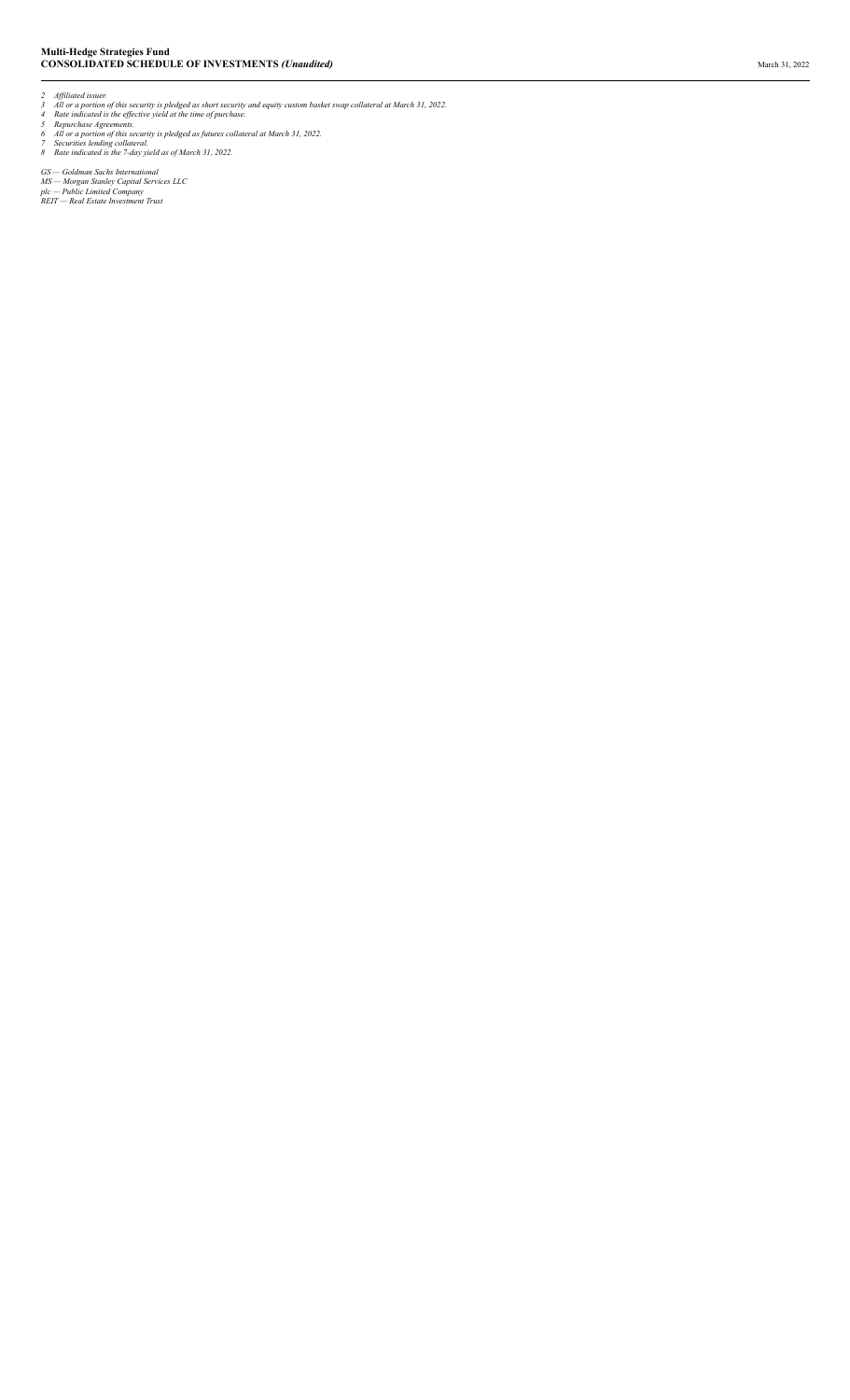*2 Affiliated issuer.*
*3 All or a portion of this security is pledged as short security and equity custom basket swap collateral at March 31, 2022.*
*4 Rate indicated is the effective yield at the time of purchase.*
*5 Repurchase Agreements.*
*6 All or a portion of this security is pledged as futures collateral at March 31, 2022.*
*7 Securities lending collateral.*
*8 Rate indicated is the 7-day yield as of March 31, 2022.*

*GS — Goldman Sachs International*
*MS — Morgan Stanley Capital Services LLC*
*plc — Public Limited Company*
*REIT — Real Estate Investment Trust*